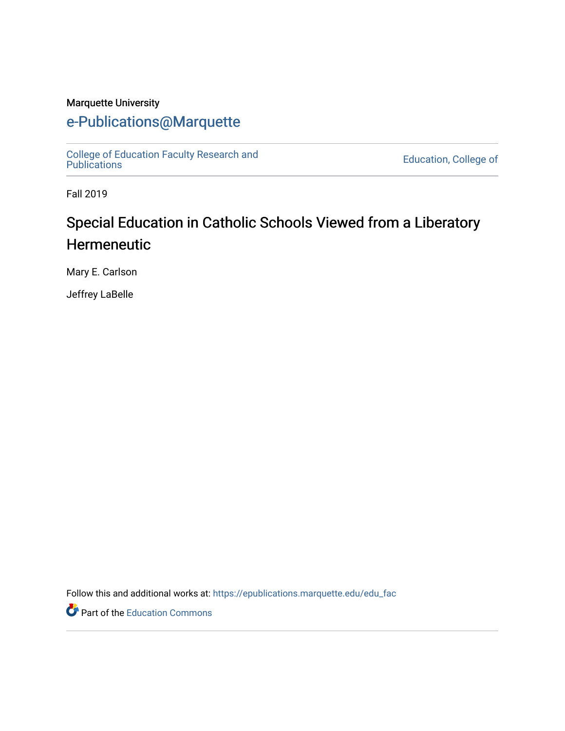Marquette University

# e-Publications@Marquette

College of Education Faculty Research and Publications

Education, College of

Fall 2019

## Special Education in Catholic Schools Viewed from a Liberatory Hermeneutic

Mary E. Carlson

Jeffrey LaBelle

Follow this and additional works at: https://epublications.marquette.edu/edu_fac

Part of the Education Commons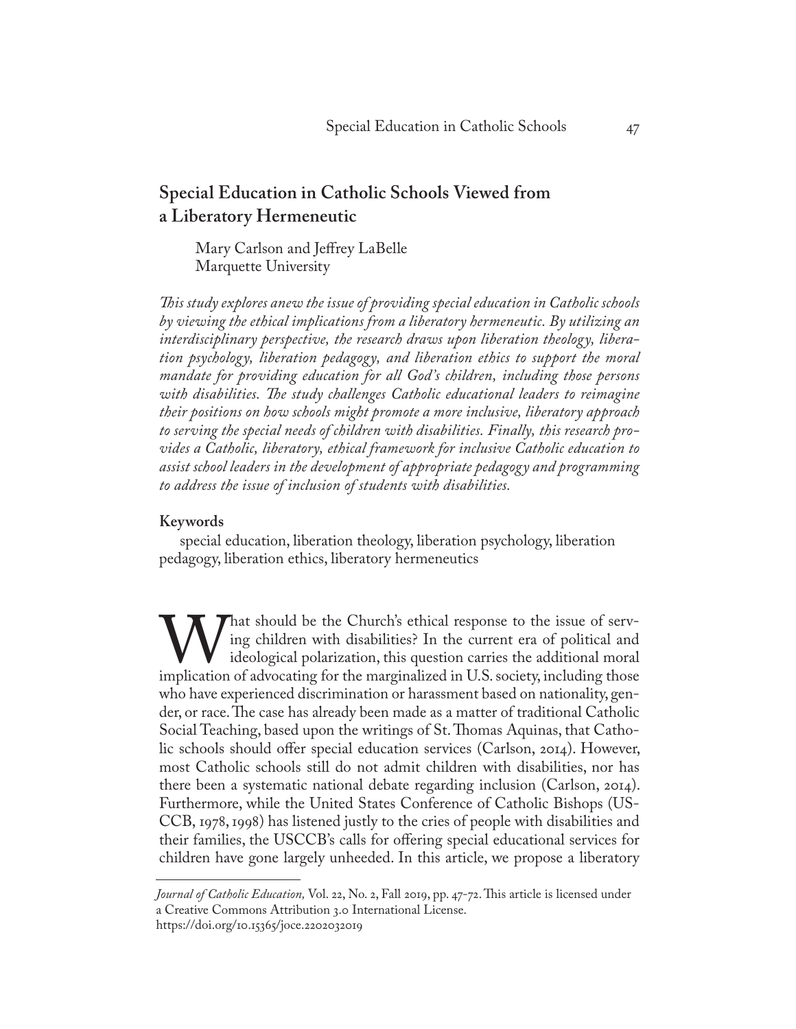# Special Education in Catholic Schools Viewed from a Liberatory Hermeneutic

Mary Carlson and Jeffrey LaBelle
Marquette University

*This study explores anew the issue of providing special education in Catholic schools by viewing the ethical implications from a liberatory hermeneutic. By utilizing an interdisciplinary perspective, the research draws upon liberation theology, liberation psychology, liberation pedagogy, and liberation ethics to support the moral mandate for providing education for all God's children, including those persons with disabilities. The study challenges Catholic educational leaders to reimagine their positions on how schools might promote a more inclusive, liberatory approach to serving the special needs of children with disabilities. Finally, this research provides a Catholic, liberatory, ethical framework for inclusive Catholic education to assist school leaders in the development of appropriate pedagogy and programming to address the issue of inclusion of students with disabilities.*

## Keywords

special education, liberation theology, liberation psychology, liberation pedagogy, liberation ethics, liberatory hermeneutics

What should be the Church's ethical response to the issue of serving children with disabilities? In the current era of political and ideological polarization, this question carries the additional moral implication of advocating for the marginalized in U.S. society, including those who have experienced discrimination or harassment based on nationality, gender, or race. The case has already been made as a matter of traditional Catholic Social Teaching, based upon the writings of St. Thomas Aquinas, that Catholic schools should offer special education services (Carlson, 2014). However, most Catholic schools still do not admit children with disabilities, nor has there been a systematic national debate regarding inclusion (Carlson, 2014). Furthermore, while the United States Conference of Catholic Bishops (USCCB, 1978, 1998) has listened justly to the cries of people with disabilities and their families, the USCCB's calls for offering special educational services for children have gone largely unheeded. In this article, we propose a liberatory

---

*Journal of Catholic Education,* Vol. 22, No. 2, Fall 2019, pp. 47-72. This article is licensed under a Creative Commons Attribution 3.0 International License.
https://doi.org/10.15365/joce.2202032019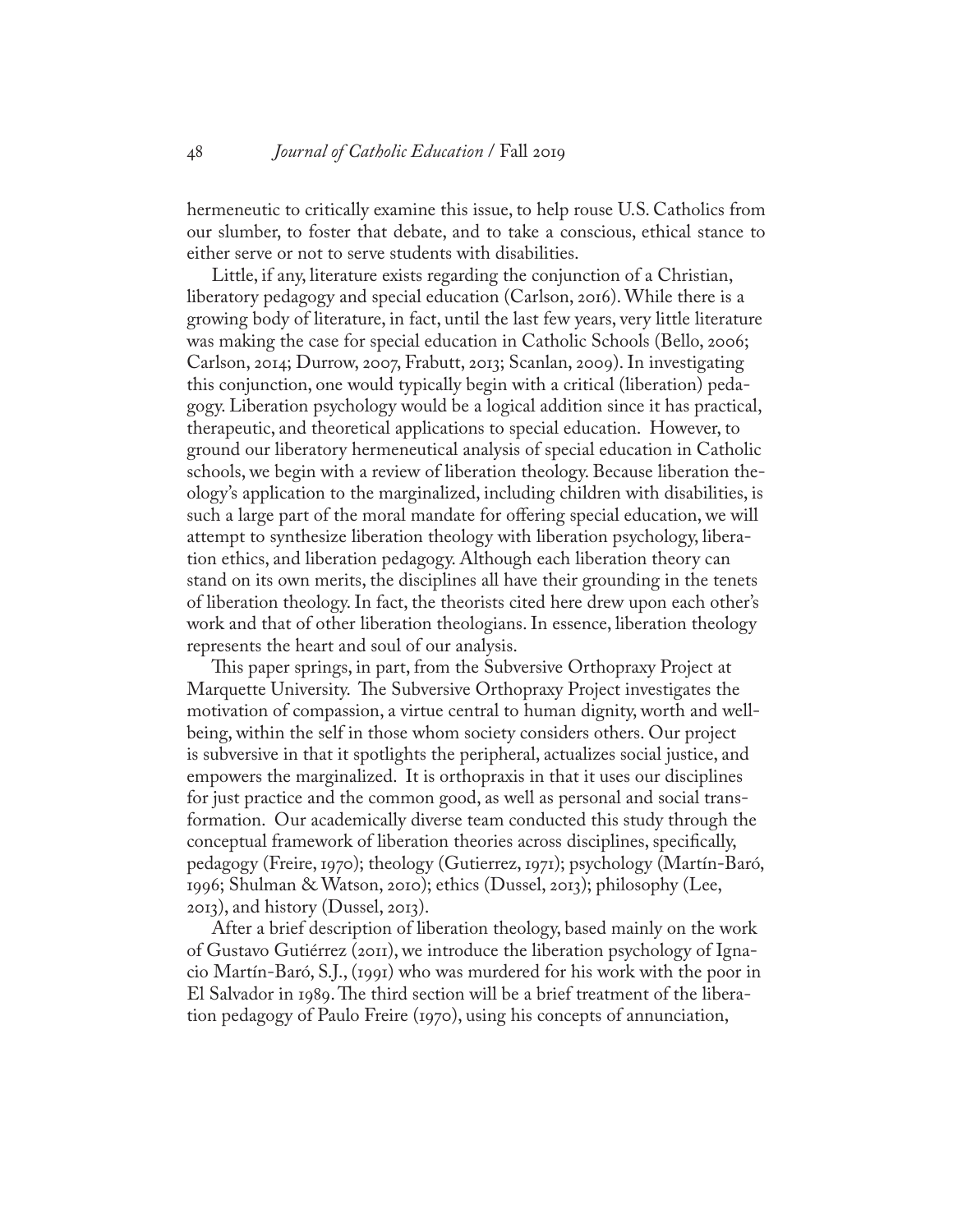hermeneutic to critically examine this issue, to help rouse U.S. Catholics from our slumber, to foster that debate, and to take a conscious, ethical stance to either serve or not to serve students with disabilities.

Little, if any, literature exists regarding the conjunction of a Christian, liberatory pedagogy and special education (Carlson, 2016). While there is a growing body of literature, in fact, until the last few years, very little literature was making the case for special education in Catholic Schools (Bello, 2006; Carlson, 2014; Durrow, 2007, Frabutt, 2013; Scanlan, 2009). In investigating this conjunction, one would typically begin with a critical (liberation) pedagogy. Liberation psychology would be a logical addition since it has practical, therapeutic, and theoretical applications to special education. However, to ground our liberatory hermeneutical analysis of special education in Catholic schools, we begin with a review of liberation theology. Because liberation theology's application to the marginalized, including children with disabilities, is such a large part of the moral mandate for offering special education, we will attempt to synthesize liberation theology with liberation psychology, liberation ethics, and liberation pedagogy. Although each liberation theory can stand on its own merits, the disciplines all have their grounding in the tenets of liberation theology. In fact, the theorists cited here drew upon each other's work and that of other liberation theologians. In essence, liberation theology represents the heart and soul of our analysis.

This paper springs, in part, from the Subversive Orthopraxy Project at Marquette University. The Subversive Orthopraxy Project investigates the motivation of compassion, a virtue central to human dignity, worth and well-being, within the self in those whom society considers others. Our project is subversive in that it spotlights the peripheral, actualizes social justice, and empowers the marginalized. It is orthopraxis in that it uses our disciplines for just practice and the common good, as well as personal and social transformation. Our academically diverse team conducted this study through the conceptual framework of liberation theories across disciplines, specifically, pedagogy (Freire, 1970); theology (Gutierrez, 1971); psychology (Martín-Baró, 1996; Shulman & Watson, 2010); ethics (Dussel, 2013); philosophy (Lee, 2013), and history (Dussel, 2013).

After a brief description of liberation theology, based mainly on the work of Gustavo Gutiérrez (2011), we introduce the liberation psychology of Ignacio Martín-Baró, S.J., (1991) who was murdered for his work with the poor in El Salvador in 1989. The third section will be a brief treatment of the liberation pedagogy of Paulo Freire (1970), using his concepts of annunciation,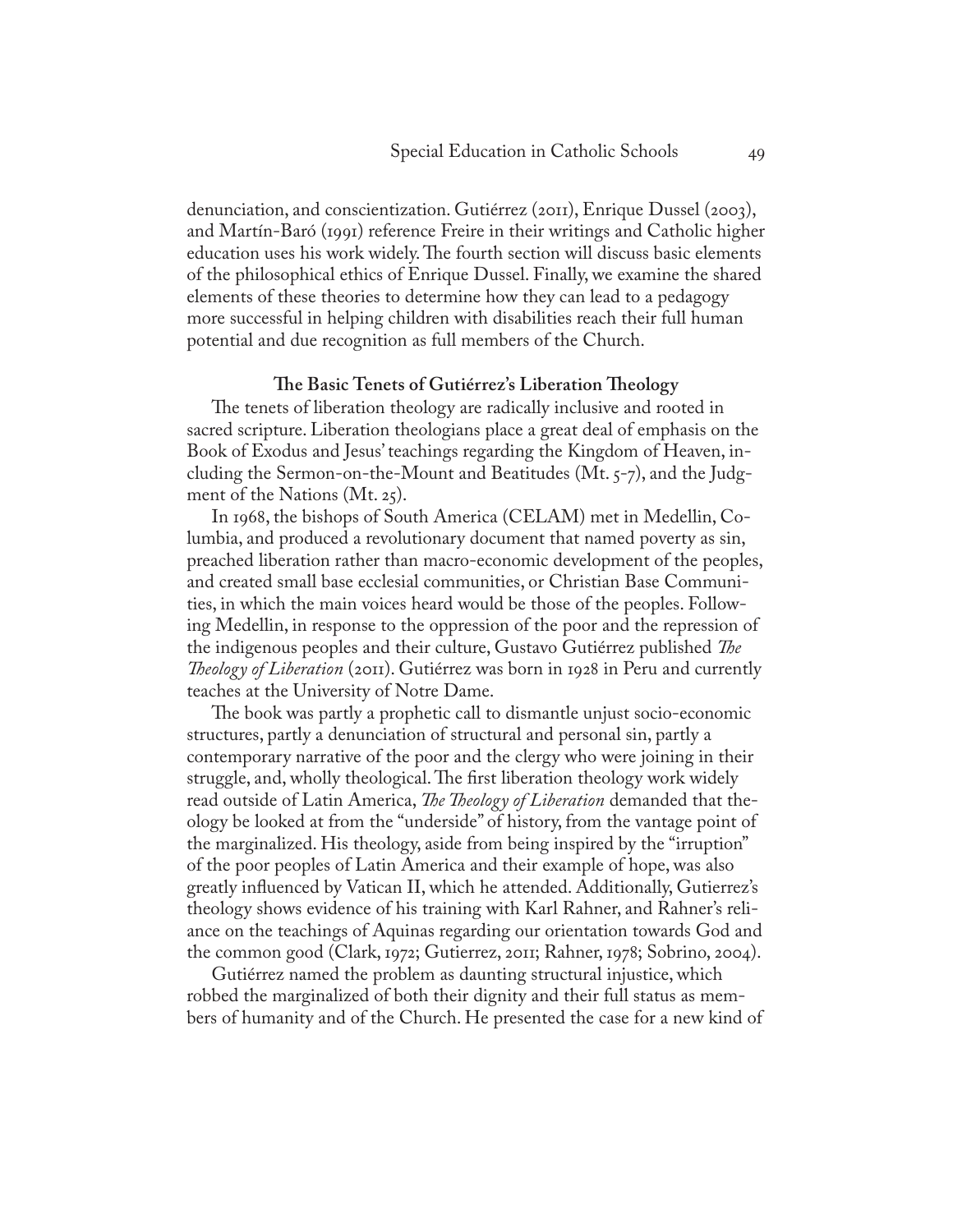denunciation, and conscientization. Gutiérrez (2011), Enrique Dussel (2003), and Martín-Baró (1991) reference Freire in their writings and Catholic higher education uses his work widely. The fourth section will discuss basic elements of the philosophical ethics of Enrique Dussel. Finally, we examine the shared elements of these theories to determine how they can lead to a pedagogy more successful in helping children with disabilities reach their full human potential and due recognition as full members of the Church.

## The Basic Tenets of Gutiérrez's Liberation Theology

The tenets of liberation theology are radically inclusive and rooted in sacred scripture. Liberation theologians place a great deal of emphasis on the Book of Exodus and Jesus' teachings regarding the Kingdom of Heaven, including the Sermon-on-the-Mount and Beatitudes (Mt. 5-7), and the Judgment of the Nations (Mt. 25).

In 1968, the bishops of South America (CELAM) met in Medellin, Columbia, and produced a revolutionary document that named poverty as sin, preached liberation rather than macro-economic development of the peoples, and created small base ecclesial communities, or Christian Base Communities, in which the main voices heard would be those of the peoples. Following Medellin, in response to the oppression of the poor and the repression of the indigenous peoples and their culture, Gustavo Gutiérrez published *The Theology of Liberation* (2011). Gutiérrez was born in 1928 in Peru and currently teaches at the University of Notre Dame.

The book was partly a prophetic call to dismantle unjust socio-economic structures, partly a denunciation of structural and personal sin, partly a contemporary narrative of the poor and the clergy who were joining in their struggle, and, wholly theological. The first liberation theology work widely read outside of Latin America, *The Theology of Liberation* demanded that theology be looked at from the "underside" of history, from the vantage point of the marginalized. His theology, aside from being inspired by the "irruption" of the poor peoples of Latin America and their example of hope, was also greatly influenced by Vatican II, which he attended. Additionally, Gutierrez's theology shows evidence of his training with Karl Rahner, and Rahner's reliance on the teachings of Aquinas regarding our orientation towards God and the common good (Clark, 1972; Gutierrez, 2011; Rahner, 1978; Sobrino, 2004).

Gutiérrez named the problem as daunting structural injustice, which robbed the marginalized of both their dignity and their full status as members of humanity and of the Church. He presented the case for a new kind of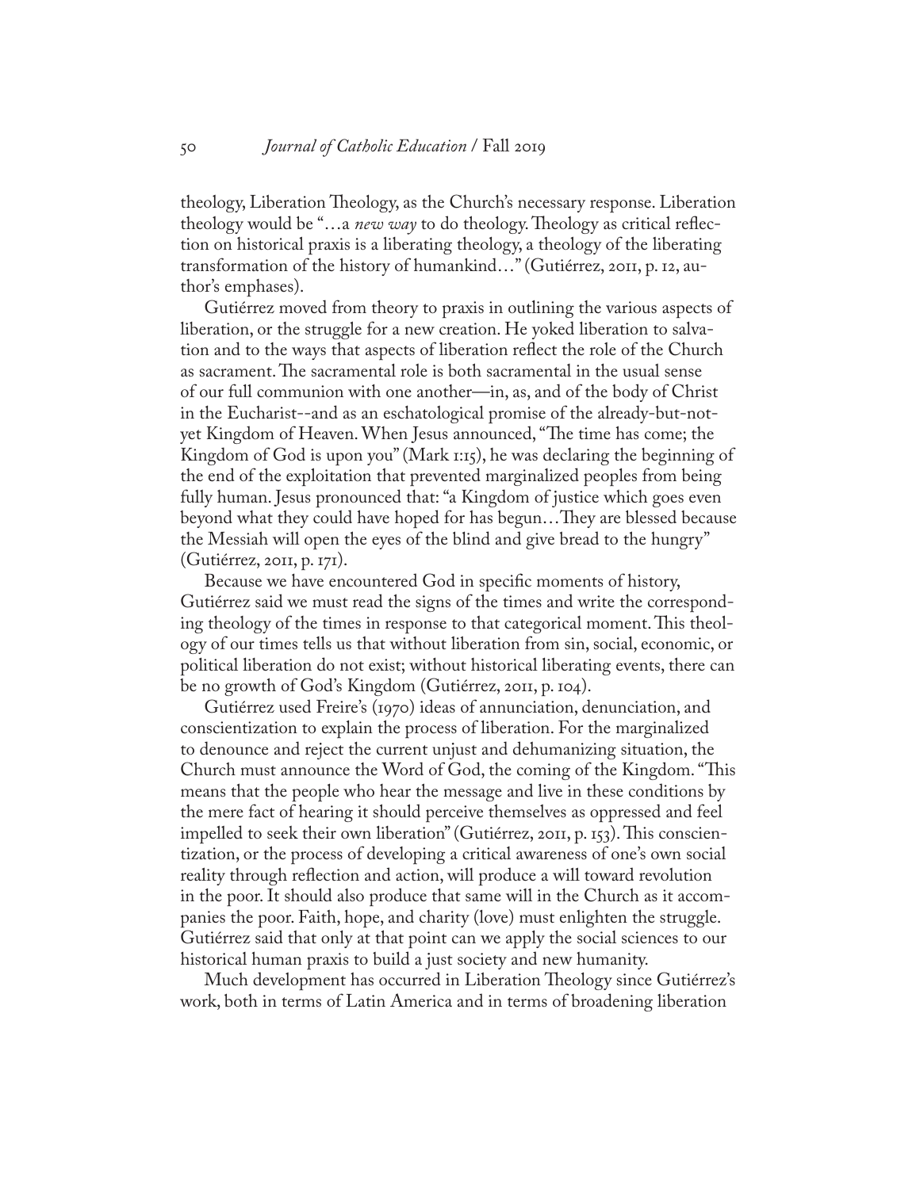theology, Liberation Theology, as the Church's necessary response. Liberation theology would be "…a *new way* to do theology. Theology as critical reflection on historical praxis is a liberating theology, a theology of the liberating transformation of the history of humankind…" (Gutiérrez, 2011, p. 12, author's emphases).

Gutiérrez moved from theory to praxis in outlining the various aspects of liberation, or the struggle for a new creation. He yoked liberation to salvation and to the ways that aspects of liberation reflect the role of the Church as sacrament. The sacramental role is both sacramental in the usual sense of our full communion with one another—in, as, and of the body of Christ in the Eucharist--and as an eschatological promise of the already-but-not-yet Kingdom of Heaven. When Jesus announced, "The time has come; the Kingdom of God is upon you" (Mark 1:15), he was declaring the beginning of the end of the exploitation that prevented marginalized peoples from being fully human. Jesus pronounced that: "a Kingdom of justice which goes even beyond what they could have hoped for has begun…They are blessed because the Messiah will open the eyes of the blind and give bread to the hungry" (Gutiérrez, 2011, p. 171).

Because we have encountered God in specific moments of history, Gutiérrez said we must read the signs of the times and write the corresponding theology of the times in response to that categorical moment. This theology of our times tells us that without liberation from sin, social, economic, or political liberation do not exist; without historical liberating events, there can be no growth of God's Kingdom (Gutiérrez, 2011, p. 104).

Gutiérrez used Freire's (1970) ideas of annunciation, denunciation, and conscientization to explain the process of liberation. For the marginalized to denounce and reject the current unjust and dehumanizing situation, the Church must announce the Word of God, the coming of the Kingdom. "This means that the people who hear the message and live in these conditions by the mere fact of hearing it should perceive themselves as oppressed and feel impelled to seek their own liberation" (Gutiérrez, 2011, p. 153). This conscientization, or the process of developing a critical awareness of one's own social reality through reflection and action, will produce a will toward revolution in the poor. It should also produce that same will in the Church as it accompanies the poor. Faith, hope, and charity (love) must enlighten the struggle. Gutiérrez said that only at that point can we apply the social sciences to our historical human praxis to build a just society and new humanity.

Much development has occurred in Liberation Theology since Gutiérrez's work, both in terms of Latin America and in terms of broadening liberation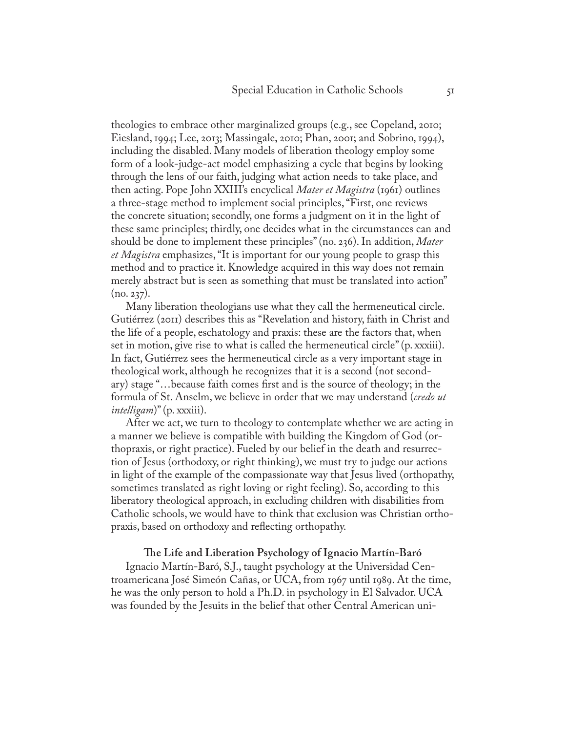theologies to embrace other marginalized groups (e.g., see Copeland, 2010; Eiesland, 1994; Lee, 2013; Massingale, 2010; Phan, 2001; and Sobrino, 1994), including the disabled. Many models of liberation theology employ some form of a look-judge-act model emphasizing a cycle that begins by looking through the lens of our faith, judging what action needs to take place, and then acting. Pope John XXIII's encyclical *Mater et Magistra* (1961) outlines a three-stage method to implement social principles, "First, one reviews the concrete situation; secondly, one forms a judgment on it in the light of these same principles; thirdly, one decides what in the circumstances can and should be done to implement these principles" (no. 236). In addition, *Mater et Magistra* emphasizes, "It is important for our young people to grasp this method and to practice it. Knowledge acquired in this way does not remain merely abstract but is seen as something that must be translated into action" (no. 237).

Many liberation theologians use what they call the hermeneutical circle. Gutiérrez (2011) describes this as "Revelation and history, faith in Christ and the life of a people, eschatology and praxis: these are the factors that, when set in motion, give rise to what is called the hermeneutical circle" (p. xxxiii). In fact, Gutiérrez sees the hermeneutical circle as a very important stage in theological work, although he recognizes that it is a second (not secondary) stage "…because faith comes first and is the source of theology; in the formula of St. Anselm, we believe in order that we may understand (*credo ut intelligam*)" (p. xxxiii).

After we act, we turn to theology to contemplate whether we are acting in a manner we believe is compatible with building the Kingdom of God (orthopraxis, or right practice). Fueled by our belief in the death and resurrection of Jesus (orthodoxy, or right thinking), we must try to judge our actions in light of the example of the compassionate way that Jesus lived (orthopathy, sometimes translated as right loving or right feeling). So, according to this liberatory theological approach, in excluding children with disabilities from Catholic schools, we would have to think that exclusion was Christian orthopraxis, based on orthodoxy and reflecting orthopathy.

## The Life and Liberation Psychology of Ignacio Martín-Baró

Ignacio Martín-Baró, S.J., taught psychology at the Universidad Centroamericana José Simeón Cañas, or UCA, from 1967 until 1989. At the time, he was the only person to hold a Ph.D. in psychology in El Salvador. UCA was founded by the Jesuits in the belief that other Central American uni-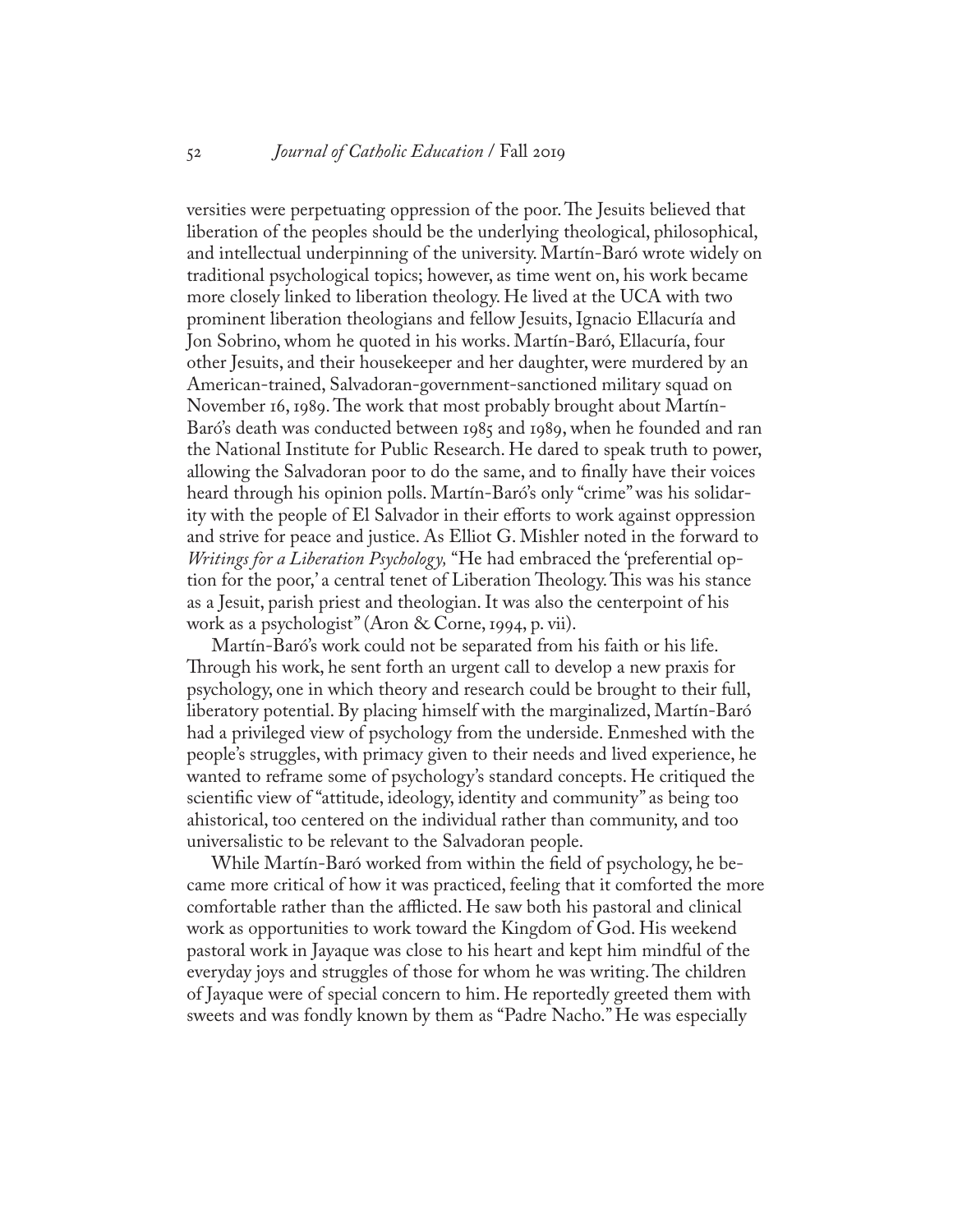versities were perpetuating oppression of the poor. The Jesuits believed that liberation of the peoples should be the underlying theological, philosophical, and intellectual underpinning of the university. Martín-Baró wrote widely on traditional psychological topics; however, as time went on, his work became more closely linked to liberation theology. He lived at the UCA with two prominent liberation theologians and fellow Jesuits, Ignacio Ellacuría and Jon Sobrino, whom he quoted in his works. Martín-Baró, Ellacuría, four other Jesuits, and their housekeeper and her daughter, were murdered by an American-trained, Salvadoran-government-sanctioned military squad on November 16, 1989. The work that most probably brought about Martín-Baró's death was conducted between 1985 and 1989, when he founded and ran the National Institute for Public Research. He dared to speak truth to power, allowing the Salvadoran poor to do the same, and to finally have their voices heard through his opinion polls. Martín-Baró's only "crime" was his solidarity with the people of El Salvador in their efforts to work against oppression and strive for peace and justice. As Elliot G. Mishler noted in the forward to *Writings for a Liberation Psychology,* "He had embraced the 'preferential option for the poor,' a central tenet of Liberation Theology. This was his stance as a Jesuit, parish priest and theologian. It was also the centerpoint of his work as a psychologist" (Aron & Corne, 1994, p. vii).

Martín-Baró's work could not be separated from his faith or his life. Through his work, he sent forth an urgent call to develop a new praxis for psychology, one in which theory and research could be brought to their full, liberatory potential. By placing himself with the marginalized, Martín-Baró had a privileged view of psychology from the underside. Enmeshed with the people's struggles, with primacy given to their needs and lived experience, he wanted to reframe some of psychology's standard concepts. He critiqued the scientific view of "attitude, ideology, identity and community" as being too ahistorical, too centered on the individual rather than community, and too universalistic to be relevant to the Salvadoran people.

While Martín-Baró worked from within the field of psychology, he became more critical of how it was practiced, feeling that it comforted the more comfortable rather than the afflicted. He saw both his pastoral and clinical work as opportunities to work toward the Kingdom of God. His weekend pastoral work in Jayaque was close to his heart and kept him mindful of the everyday joys and struggles of those for whom he was writing. The children of Jayaque were of special concern to him. He reportedly greeted them with sweets and was fondly known by them as "Padre Nacho." He was especially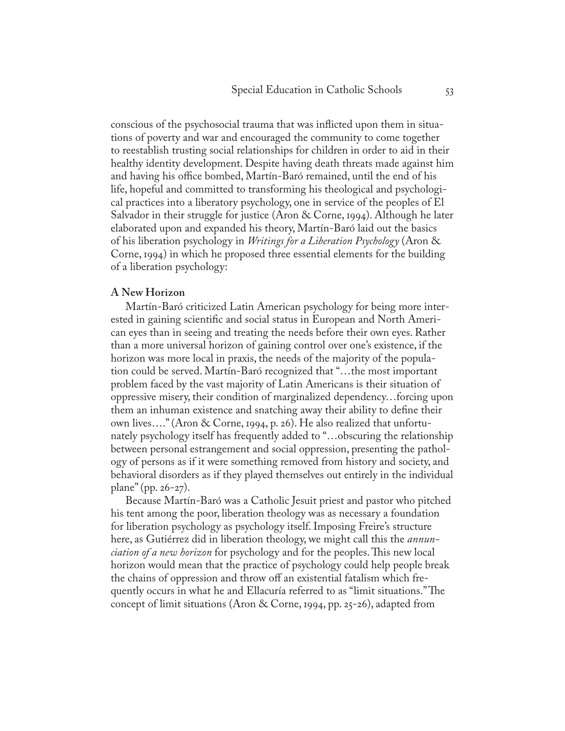conscious of the psychosocial trauma that was inflicted upon them in situations of poverty and war and encouraged the community to come together to reestablish trusting social relationships for children in order to aid in their healthy identity development. Despite having death threats made against him and having his office bombed, Martín-Baró remained, until the end of his life, hopeful and committed to transforming his theological and psychological practices into a liberatory psychology, one in service of the peoples of El Salvador in their struggle for justice (Aron & Corne, 1994). Although he later elaborated upon and expanded his theory, Martín-Baró laid out the basics of his liberation psychology in *Writings for a Liberation Psychology* (Aron & Corne, 1994) in which he proposed three essential elements for the building of a liberation psychology:

**A New Horizon**

Martín-Baró criticized Latin American psychology for being more interested in gaining scientific and social status in European and North American eyes than in seeing and treating the needs before their own eyes. Rather than a more universal horizon of gaining control over one's existence, if the horizon was more local in praxis, the needs of the majority of the population could be served. Martín-Baró recognized that "…the most important problem faced by the vast majority of Latin Americans is their situation of oppressive misery, their condition of marginalized dependency…forcing upon them an inhuman existence and snatching away their ability to define their own lives…." (Aron & Corne, 1994, p. 26). He also realized that unfortunately psychology itself has frequently added to "…obscuring the relationship between personal estrangement and social oppression, presenting the pathology of persons as if it were something removed from history and society, and behavioral disorders as if they played themselves out entirely in the individual plane" (pp. 26-27).

Because Martín-Baró was a Catholic Jesuit priest and pastor who pitched his tent among the poor, liberation theology was as necessary a foundation for liberation psychology as psychology itself. Imposing Freire's structure here, as Gutiérrez did in liberation theology, we might call this the *annunciation of a new horizon* for psychology and for the peoples. This new local horizon would mean that the practice of psychology could help people break the chains of oppression and throw off an existential fatalism which frequently occurs in what he and Ellacuría referred to as "limit situations." The concept of limit situations (Aron & Corne, 1994, pp. 25-26), adapted from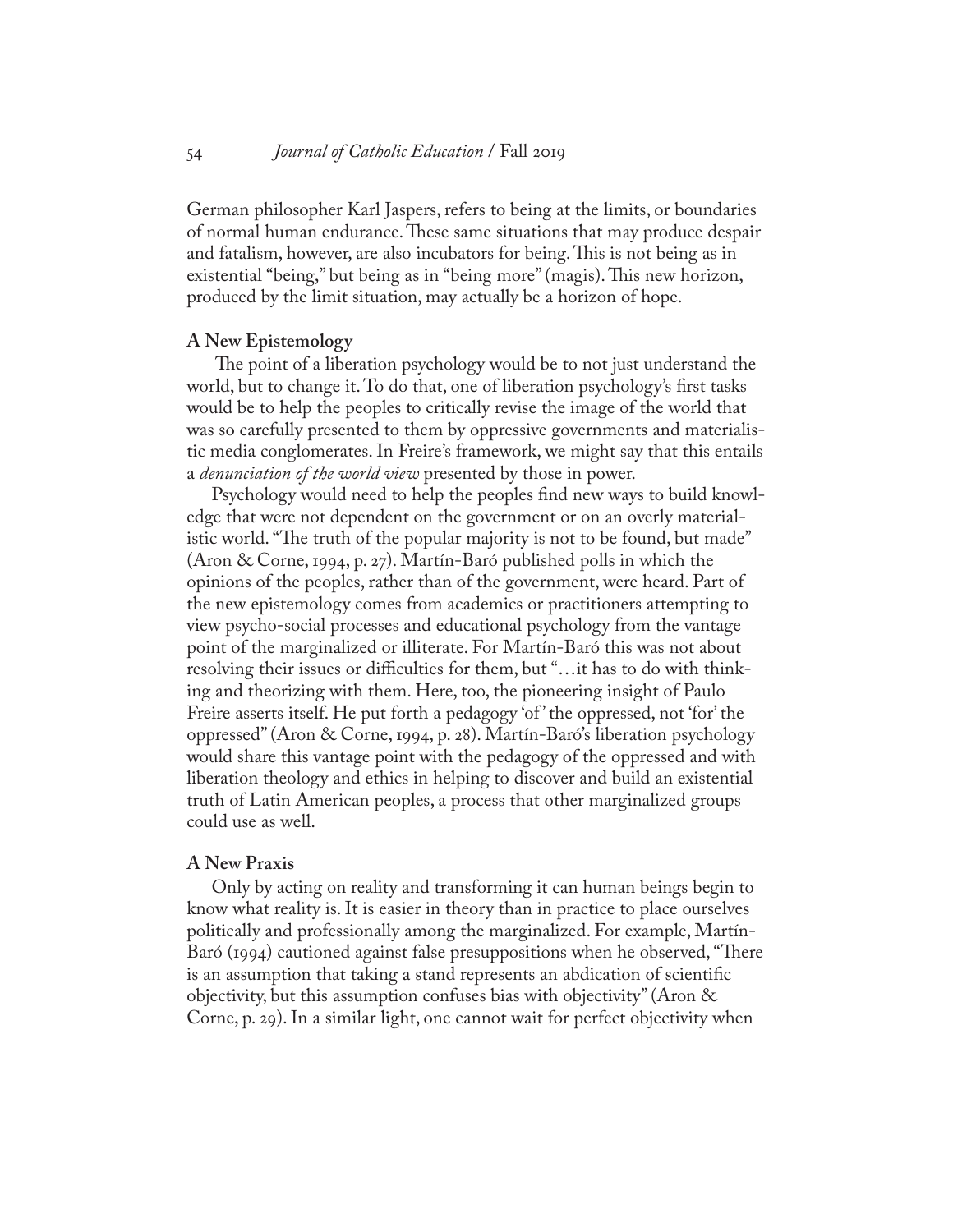German philosopher Karl Jaspers, refers to being at the limits, or boundaries of normal human endurance. These same situations that may produce despair and fatalism, however, are also incubators for being. This is not being as in existential "being," but being as in "being more" (magis). This new horizon, produced by the limit situation, may actually be a horizon of hope.

### A New Epistemology

The point of a liberation psychology would be to not just understand the world, but to change it. To do that, one of liberation psychology's first tasks would be to help the peoples to critically revise the image of the world that was so carefully presented to them by oppressive governments and materialistic media conglomerates. In Freire's framework, we might say that this entails a *denunciation of the world view* presented by those in power.

Psychology would need to help the peoples find new ways to build knowledge that were not dependent on the government or on an overly materialistic world. "The truth of the popular majority is not to be found, but made" (Aron & Corne, 1994, p. 27). Martín-Baró published polls in which the opinions of the peoples, rather than of the government, were heard. Part of the new epistemology comes from academics or practitioners attempting to view psycho-social processes and educational psychology from the vantage point of the marginalized or illiterate. For Martín-Baró this was not about resolving their issues or difficulties for them, but "…it has to do with thinking and theorizing with them. Here, too, the pioneering insight of Paulo Freire asserts itself. He put forth a pedagogy 'of' the oppressed, not 'for' the oppressed" (Aron & Corne, 1994, p. 28). Martín-Baró's liberation psychology would share this vantage point with the pedagogy of the oppressed and with liberation theology and ethics in helping to discover and build an existential truth of Latin American peoples, a process that other marginalized groups could use as well.

### A New Praxis

Only by acting on reality and transforming it can human beings begin to know what reality is. It is easier in theory than in practice to place ourselves politically and professionally among the marginalized. For example, Martín-Baró (1994) cautioned against false presuppositions when he observed, "There is an assumption that taking a stand represents an abdication of scientific objectivity, but this assumption confuses bias with objectivity" (Aron & Corne, p. 29). In a similar light, one cannot wait for perfect objectivity when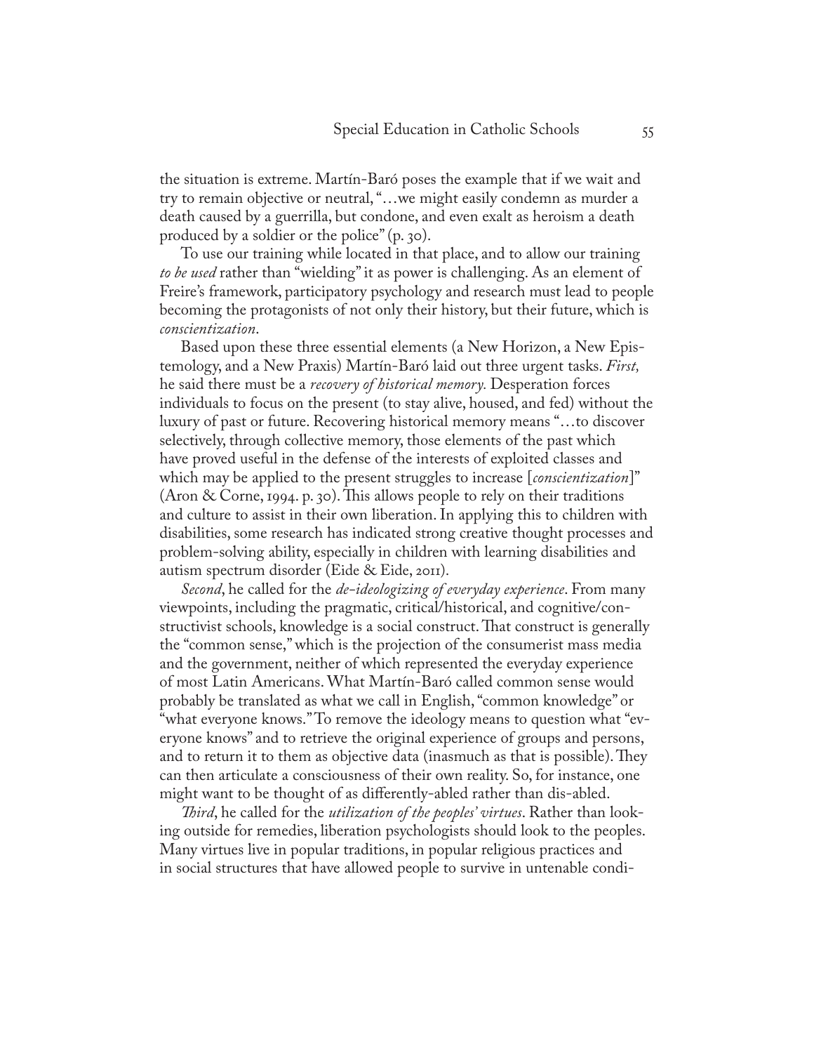the situation is extreme. Martín-Baró poses the example that if we wait and try to remain objective or neutral, "…we might easily condemn as murder a death caused by a guerrilla, but condone, and even exalt as heroism a death produced by a soldier or the police" (p. 30).

To use our training while located in that place, and to allow our training *to be used* rather than "wielding" it as power is challenging. As an element of Freire's framework, participatory psychology and research must lead to people becoming the protagonists of not only their history, but their future, which is *conscientization*.

Based upon these three essential elements (a New Horizon, a New Epistemology, and a New Praxis) Martín-Baró laid out three urgent tasks. *First,* he said there must be a *recovery of historical memory.* Desperation forces individuals to focus on the present (to stay alive, housed, and fed) without the luxury of past or future. Recovering historical memory means "…to discover selectively, through collective memory, those elements of the past which have proved useful in the defense of the interests of exploited classes and which may be applied to the present struggles to increase [*conscientization*]" (Aron & Corne, 1994. p. 30). This allows people to rely on their traditions and culture to assist in their own liberation. In applying this to children with disabilities, some research has indicated strong creative thought processes and problem-solving ability, especially in children with learning disabilities and autism spectrum disorder (Eide & Eide, 2011).

*Second*, he called for the *de-ideologizing of everyday experience*. From many viewpoints, including the pragmatic, critical/historical, and cognitive/constructivist schools, knowledge is a social construct. That construct is generally the "common sense," which is the projection of the consumerist mass media and the government, neither of which represented the everyday experience of most Latin Americans. What Martín-Baró called common sense would probably be translated as what we call in English, "common knowledge" or "what everyone knows." To remove the ideology means to question what "everyone knows" and to retrieve the original experience of groups and persons, and to return it to them as objective data (inasmuch as that is possible). They can then articulate a consciousness of their own reality. So, for instance, one might want to be thought of as differently-abled rather than dis-abled.

*Third*, he called for the *utilization of the peoples' virtues*. Rather than looking outside for remedies, liberation psychologists should look to the peoples. Many virtues live in popular traditions, in popular religious practices and in social structures that have allowed people to survive in untenable condi-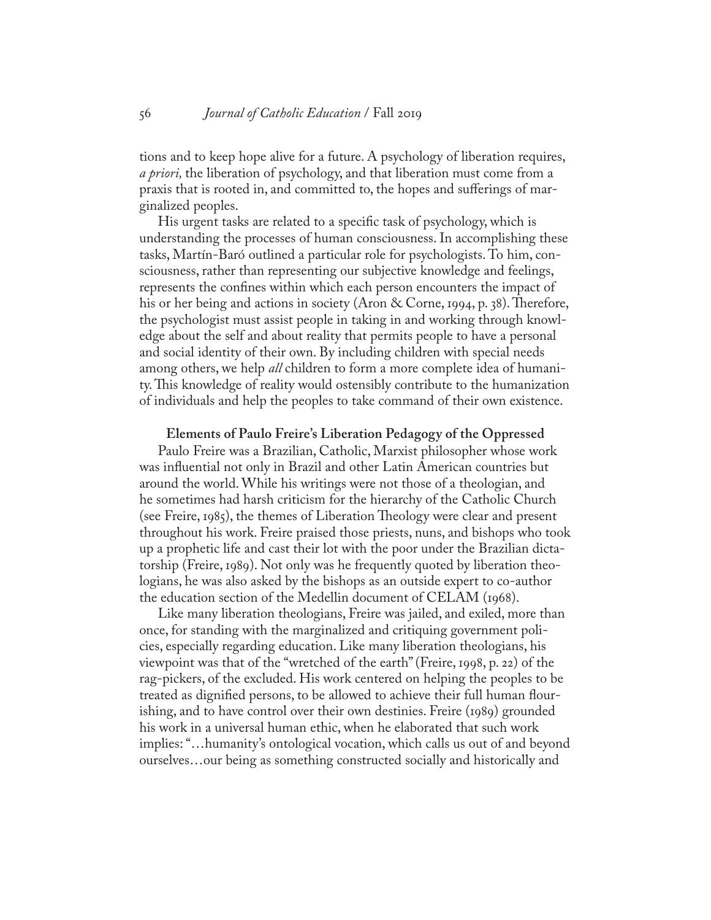tions and to keep hope alive for a future. A psychology of liberation requires, *a priori,* the liberation of psychology, and that liberation must come from a praxis that is rooted in, and committed to, the hopes and sufferings of marginalized peoples.

His urgent tasks are related to a specific task of psychology, which is understanding the processes of human consciousness. In accomplishing these tasks, Martín-Baró outlined a particular role for psychologists. To him, consciousness, rather than representing our subjective knowledge and feelings, represents the confines within which each person encounters the impact of his or her being and actions in society (Aron & Corne, 1994, p. 38). Therefore, the psychologist must assist people in taking in and working through knowledge about the self and about reality that permits people to have a personal and social identity of their own. By including children with special needs among others, we help *all* children to form a more complete idea of humanity. This knowledge of reality would ostensibly contribute to the humanization of individuals and help the peoples to take command of their own existence.

### Elements of Paulo Freire's Liberation Pedagogy of the Oppressed

Paulo Freire was a Brazilian, Catholic, Marxist philosopher whose work was influential not only in Brazil and other Latin American countries but around the world. While his writings were not those of a theologian, and he sometimes had harsh criticism for the hierarchy of the Catholic Church (see Freire, 1985), the themes of Liberation Theology were clear and present throughout his work. Freire praised those priests, nuns, and bishops who took up a prophetic life and cast their lot with the poor under the Brazilian dictatorship (Freire, 1989). Not only was he frequently quoted by liberation theologians, he was also asked by the bishops as an outside expert to co-author the education section of the Medellin document of CELAM (1968).

Like many liberation theologians, Freire was jailed, and exiled, more than once, for standing with the marginalized and critiquing government policies, especially regarding education. Like many liberation theologians, his viewpoint was that of the "wretched of the earth" (Freire, 1998, p. 22) of the rag-pickers, of the excluded. His work centered on helping the peoples to be treated as dignified persons, to be allowed to achieve their full human flourishing, and to have control over their own destinies. Freire (1989) grounded his work in a universal human ethic, when he elaborated that such work implies: "…humanity's ontological vocation, which calls us out of and beyond ourselves…our being as something constructed socially and historically and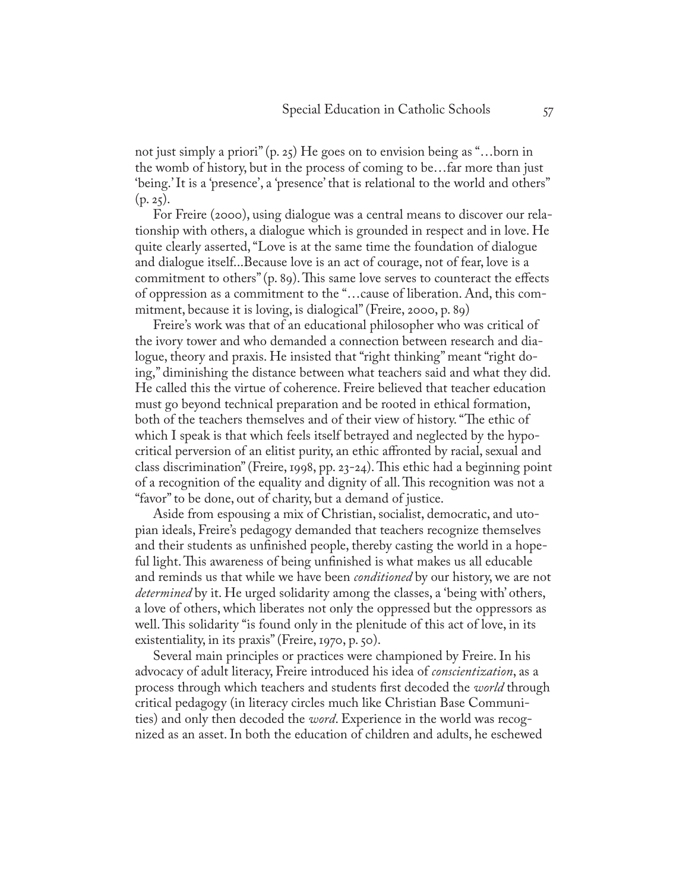not just simply a priori" (p. 25) He goes on to envision being as "…born in the womb of history, but in the process of coming to be…far more than just 'being.' It is a 'presence', a 'presence' that is relational to the world and others" (p. 25).

For Freire (2000), using dialogue was a central means to discover our relationship with others, a dialogue which is grounded in respect and in love. He quite clearly asserted, "Love is at the same time the foundation of dialogue and dialogue itself...Because love is an act of courage, not of fear, love is a commitment to others" (p. 89). This same love serves to counteract the effects of oppression as a commitment to the "…cause of liberation. And, this commitment, because it is loving, is dialogical" (Freire, 2000, p. 89)

Freire's work was that of an educational philosopher who was critical of the ivory tower and who demanded a connection between research and dialogue, theory and praxis. He insisted that "right thinking" meant "right doing," diminishing the distance between what teachers said and what they did. He called this the virtue of coherence. Freire believed that teacher education must go beyond technical preparation and be rooted in ethical formation, both of the teachers themselves and of their view of history. "The ethic of which I speak is that which feels itself betrayed and neglected by the hypocritical perversion of an elitist purity, an ethic affronted by racial, sexual and class discrimination" (Freire, 1998, pp. 23-24). This ethic had a beginning point of a recognition of the equality and dignity of all. This recognition was not a "favor" to be done, out of charity, but a demand of justice.

Aside from espousing a mix of Christian, socialist, democratic, and utopian ideals, Freire's pedagogy demanded that teachers recognize themselves and their students as unfinished people, thereby casting the world in a hopeful light. This awareness of being unfinished is what makes us all educable and reminds us that while we have been *conditioned* by our history, we are not *determined* by it. He urged solidarity among the classes, a 'being with' others, a love of others, which liberates not only the oppressed but the oppressors as well. This solidarity "is found only in the plenitude of this act of love, in its existentiality, in its praxis" (Freire, 1970, p. 50).

Several main principles or practices were championed by Freire. In his advocacy of adult literacy, Freire introduced his idea of *conscientization*, as a process through which teachers and students first decoded the *world* through critical pedagogy (in literacy circles much like Christian Base Communities) and only then decoded the *word*. Experience in the world was recognized as an asset. In both the education of children and adults, he eschewed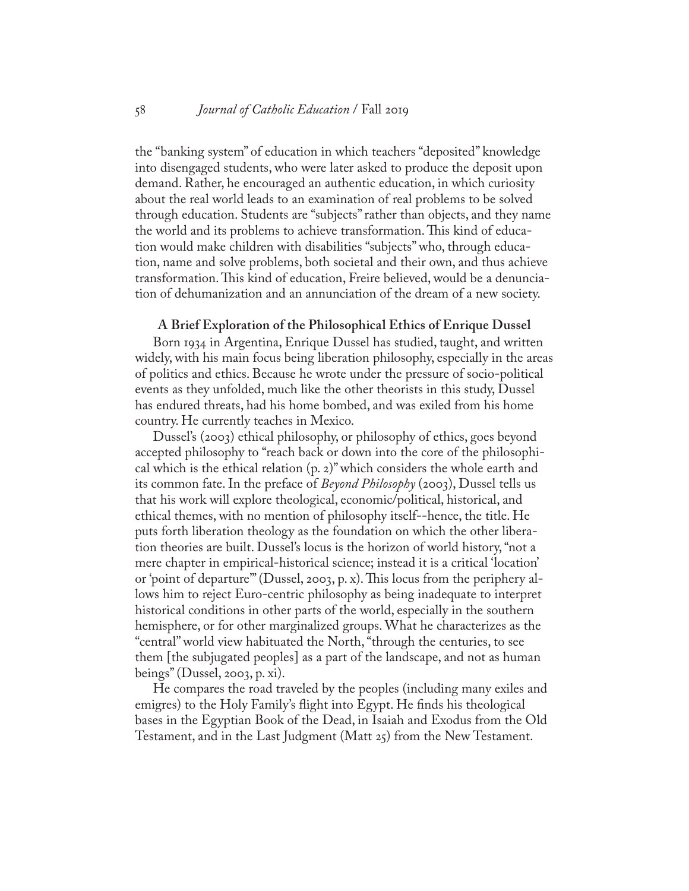the "banking system" of education in which teachers "deposited" knowledge into disengaged students, who were later asked to produce the deposit upon demand. Rather, he encouraged an authentic education, in which curiosity about the real world leads to an examination of real problems to be solved through education. Students are "subjects" rather than objects, and they name the world and its problems to achieve transformation. This kind of education would make children with disabilities "subjects" who, through education, name and solve problems, both societal and their own, and thus achieve transformation. This kind of education, Freire believed, would be a denunciation of dehumanization and an annunciation of the dream of a new society.

### A Brief Exploration of the Philosophical Ethics of Enrique Dussel

Born 1934 in Argentina, Enrique Dussel has studied, taught, and written widely, with his main focus being liberation philosophy, especially in the areas of politics and ethics. Because he wrote under the pressure of socio-political events as they unfolded, much like the other theorists in this study, Dussel has endured threats, had his home bombed, and was exiled from his home country. He currently teaches in Mexico.

Dussel's (2003) ethical philosophy, or philosophy of ethics, goes beyond accepted philosophy to "reach back or down into the core of the philosophical which is the ethical relation (p. 2)" which considers the whole earth and its common fate. In the preface of *Beyond Philosophy* (2003), Dussel tells us that his work will explore theological, economic/political, historical, and ethical themes, with no mention of philosophy itself--hence, the title. He puts forth liberation theology as the foundation on which the other liberation theories are built. Dussel's locus is the horizon of world history, "not a mere chapter in empirical-historical science; instead it is a critical 'location' or 'point of departure'" (Dussel, 2003, p. x). This locus from the periphery allows him to reject Euro-centric philosophy as being inadequate to interpret historical conditions in other parts of the world, especially in the southern hemisphere, or for other marginalized groups. What he characterizes as the "central" world view habituated the North, "through the centuries, to see them [the subjugated peoples] as a part of the landscape, and not as human beings" (Dussel, 2003, p. xi).

He compares the road traveled by the peoples (including many exiles and emigres) to the Holy Family's flight into Egypt. He finds his theological bases in the Egyptian Book of the Dead, in Isaiah and Exodus from the Old Testament, and in the Last Judgment (Matt 25) from the New Testament.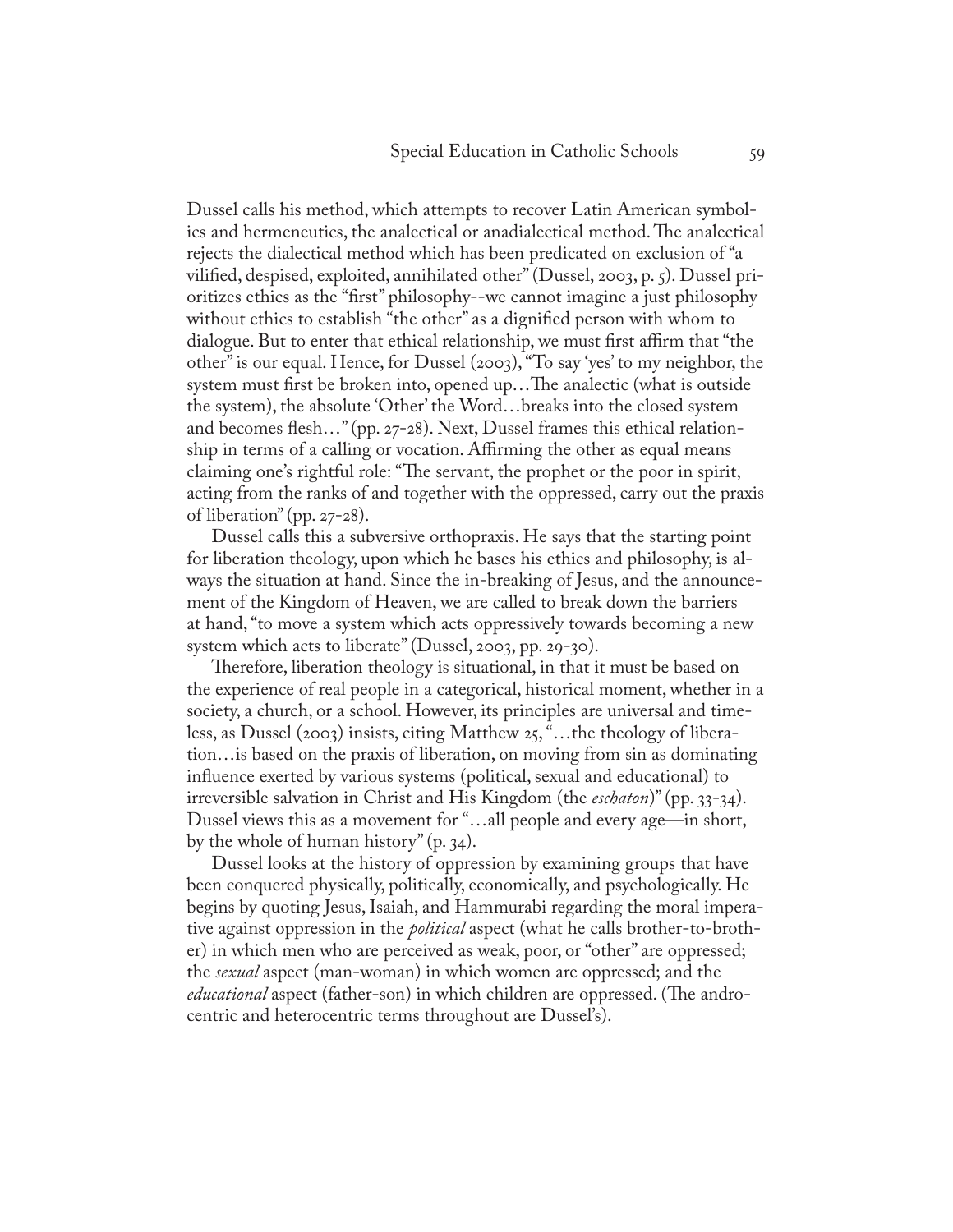Dussel calls his method, which attempts to recover Latin American symbolics and hermeneutics, the analectical or anadialectical method. The analectical rejects the dialectical method which has been predicated on exclusion of "a vilified, despised, exploited, annihilated other" (Dussel, 2003, p. 5). Dussel prioritizes ethics as the "first" philosophy--we cannot imagine a just philosophy without ethics to establish "the other" as a dignified person with whom to dialogue. But to enter that ethical relationship, we must first affirm that "the other" is our equal. Hence, for Dussel (2003), "To say 'yes' to my neighbor, the system must first be broken into, opened up…The analectic (what is outside the system), the absolute 'Other' the Word…breaks into the closed system and becomes flesh…" (pp. 27-28). Next, Dussel frames this ethical relationship in terms of a calling or vocation. Affirming the other as equal means claiming one's rightful role: "The servant, the prophet or the poor in spirit, acting from the ranks of and together with the oppressed, carry out the praxis of liberation" (pp. 27-28).

Dussel calls this a subversive orthopraxis. He says that the starting point for liberation theology, upon which he bases his ethics and philosophy, is always the situation at hand. Since the in-breaking of Jesus, and the announcement of the Kingdom of Heaven, we are called to break down the barriers at hand, "to move a system which acts oppressively towards becoming a new system which acts to liberate" (Dussel, 2003, pp. 29-30).

Therefore, liberation theology is situational, in that it must be based on the experience of real people in a categorical, historical moment, whether in a society, a church, or a school. However, its principles are universal and timeless, as Dussel (2003) insists, citing Matthew 25, "…the theology of liberation…is based on the praxis of liberation, on moving from sin as dominating influence exerted by various systems (political, sexual and educational) to irreversible salvation in Christ and His Kingdom (the *eschaton*)" (pp. 33-34). Dussel views this as a movement for "…all people and every age—in short, by the whole of human history" (p. 34).

Dussel looks at the history of oppression by examining groups that have been conquered physically, politically, economically, and psychologically. He begins by quoting Jesus, Isaiah, and Hammurabi regarding the moral imperative against oppression in the *political* aspect (what he calls brother-to-brother) in which men who are perceived as weak, poor, or "other" are oppressed; the *sexual* aspect (man-woman) in which women are oppressed; and the *educational* aspect (father-son) in which children are oppressed. (The androcentric and heterocentric terms throughout are Dussel's).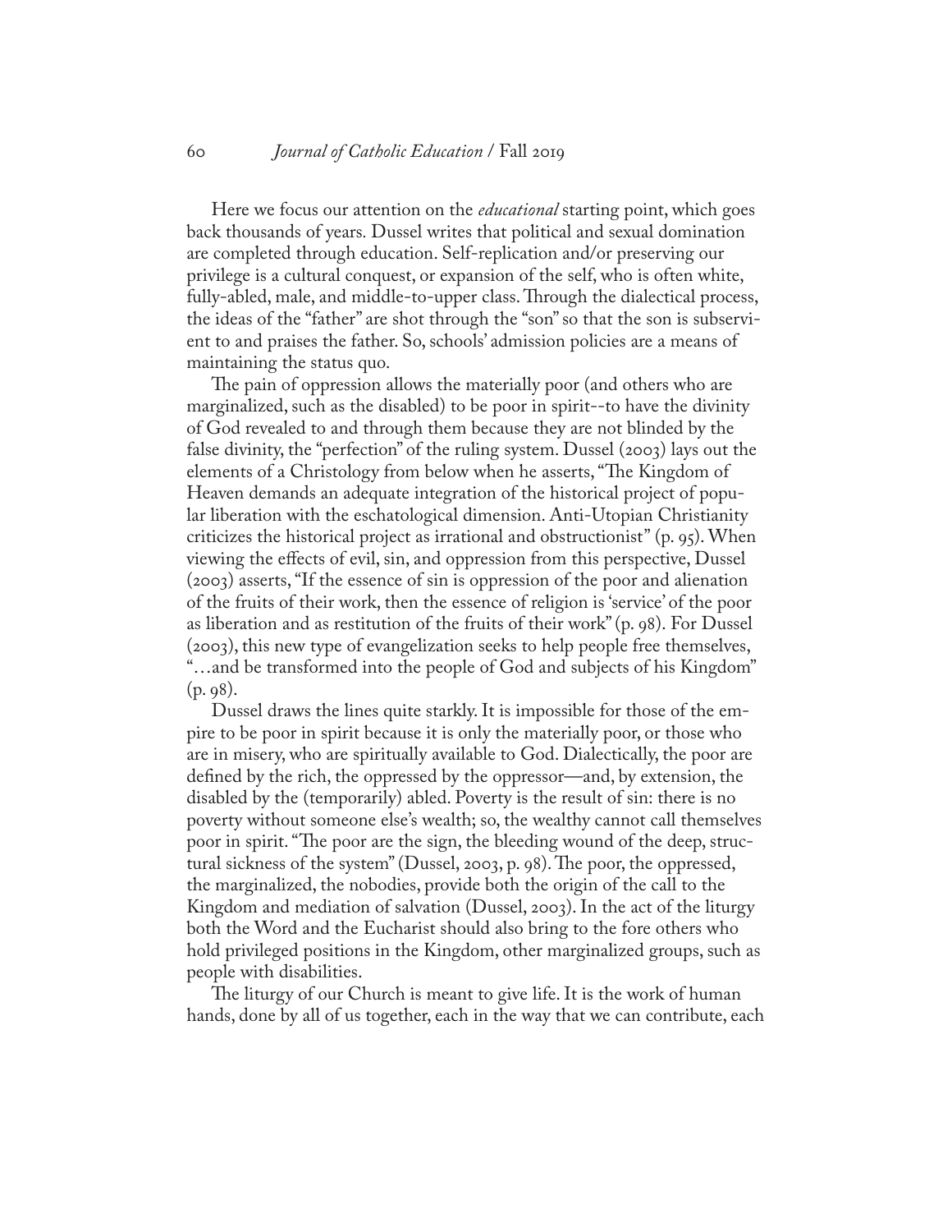Here we focus our attention on the *educational* starting point, which goes back thousands of years. Dussel writes that political and sexual domination are completed through education. Self-replication and/or preserving our privilege is a cultural conquest, or expansion of the self, who is often white, fully-abled, male, and middle-to-upper class. Through the dialectical process, the ideas of the "father" are shot through the "son" so that the son is subservient to and praises the father. So, schools' admission policies are a means of maintaining the status quo.

The pain of oppression allows the materially poor (and others who are marginalized, such as the disabled) to be poor in spirit--to have the divinity of God revealed to and through them because they are not blinded by the false divinity, the "perfection" of the ruling system. Dussel (2003) lays out the elements of a Christology from below when he asserts, "The Kingdom of Heaven demands an adequate integration of the historical project of popular liberation with the eschatological dimension. Anti-Utopian Christianity criticizes the historical project as irrational and obstructionist" (p. 95). When viewing the effects of evil, sin, and oppression from this perspective, Dussel (2003) asserts, "If the essence of sin is oppression of the poor and alienation of the fruits of their work, then the essence of religion is 'service' of the poor as liberation and as restitution of the fruits of their work" (p. 98). For Dussel (2003), this new type of evangelization seeks to help people free themselves, "…and be transformed into the people of God and subjects of his Kingdom" (p. 98).

Dussel draws the lines quite starkly. It is impossible for those of the empire to be poor in spirit because it is only the materially poor, or those who are in misery, who are spiritually available to God. Dialectically, the poor are defined by the rich, the oppressed by the oppressor—and, by extension, the disabled by the (temporarily) abled. Poverty is the result of sin: there is no poverty without someone else's wealth; so, the wealthy cannot call themselves poor in spirit. "The poor are the sign, the bleeding wound of the deep, structural sickness of the system" (Dussel, 2003, p. 98). The poor, the oppressed, the marginalized, the nobodies, provide both the origin of the call to the Kingdom and mediation of salvation (Dussel, 2003). In the act of the liturgy both the Word and the Eucharist should also bring to the fore others who hold privileged positions in the Kingdom, other marginalized groups, such as people with disabilities.

The liturgy of our Church is meant to give life. It is the work of human hands, done by all of us together, each in the way that we can contribute, each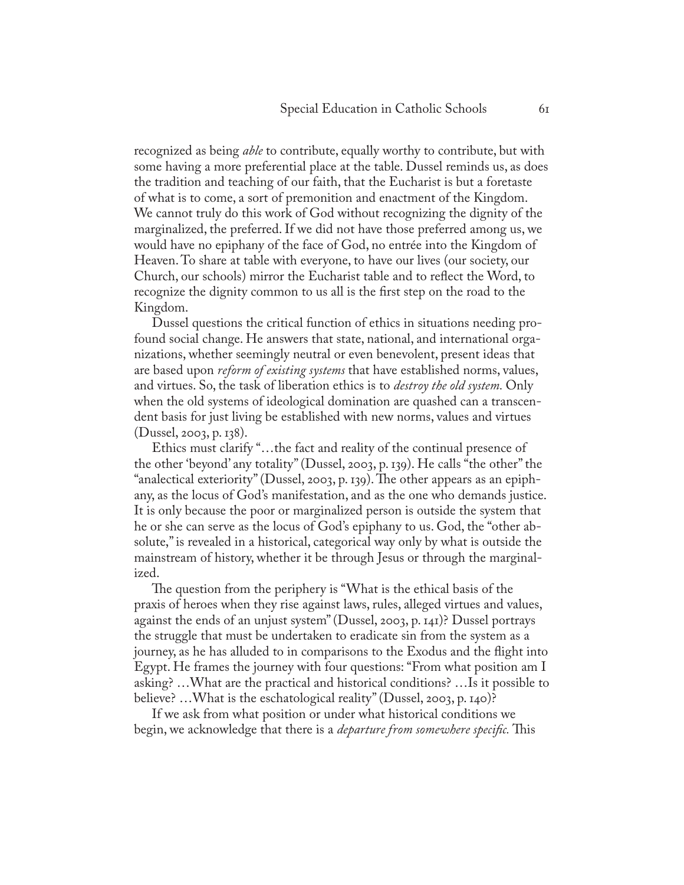recognized as being *able* to contribute, equally worthy to contribute, but with some having a more preferential place at the table. Dussel reminds us, as does the tradition and teaching of our faith, that the Eucharist is but a foretaste of what is to come, a sort of premonition and enactment of the Kingdom. We cannot truly do this work of God without recognizing the dignity of the marginalized, the preferred. If we did not have those preferred among us, we would have no epiphany of the face of God, no entrée into the Kingdom of Heaven. To share at table with everyone, to have our lives (our society, our Church, our schools) mirror the Eucharist table and to reflect the Word, to recognize the dignity common to us all is the first step on the road to the Kingdom.

Dussel questions the critical function of ethics in situations needing profound social change. He answers that state, national, and international organizations, whether seemingly neutral or even benevolent, present ideas that are based upon *reform of existing systems* that have established norms, values, and virtues. So, the task of liberation ethics is to *destroy the old system.* Only when the old systems of ideological domination are quashed can a transcendent basis for just living be established with new norms, values and virtues (Dussel, 2003, p. 138).

Ethics must clarify "…the fact and reality of the continual presence of the other 'beyond' any totality" (Dussel, 2003, p. 139). He calls "the other" the "analectical exteriority" (Dussel, 2003, p. 139). The other appears as an epiphany, as the locus of God's manifestation, and as the one who demands justice. It is only because the poor or marginalized person is outside the system that he or she can serve as the locus of God's epiphany to us. God, the "other absolute," is revealed in a historical, categorical way only by what is outside the mainstream of history, whether it be through Jesus or through the marginalized.

The question from the periphery is "What is the ethical basis of the praxis of heroes when they rise against laws, rules, alleged virtues and values, against the ends of an unjust system" (Dussel, 2003, p. 141)? Dussel portrays the struggle that must be undertaken to eradicate sin from the system as a journey, as he has alluded to in comparisons to the Exodus and the flight into Egypt. He frames the journey with four questions: "From what position am I asking? …What are the practical and historical conditions? …Is it possible to believe? …What is the eschatological reality" (Dussel, 2003, p. 140)?

If we ask from what position or under what historical conditions we begin, we acknowledge that there is a *departure from somewhere specific.* This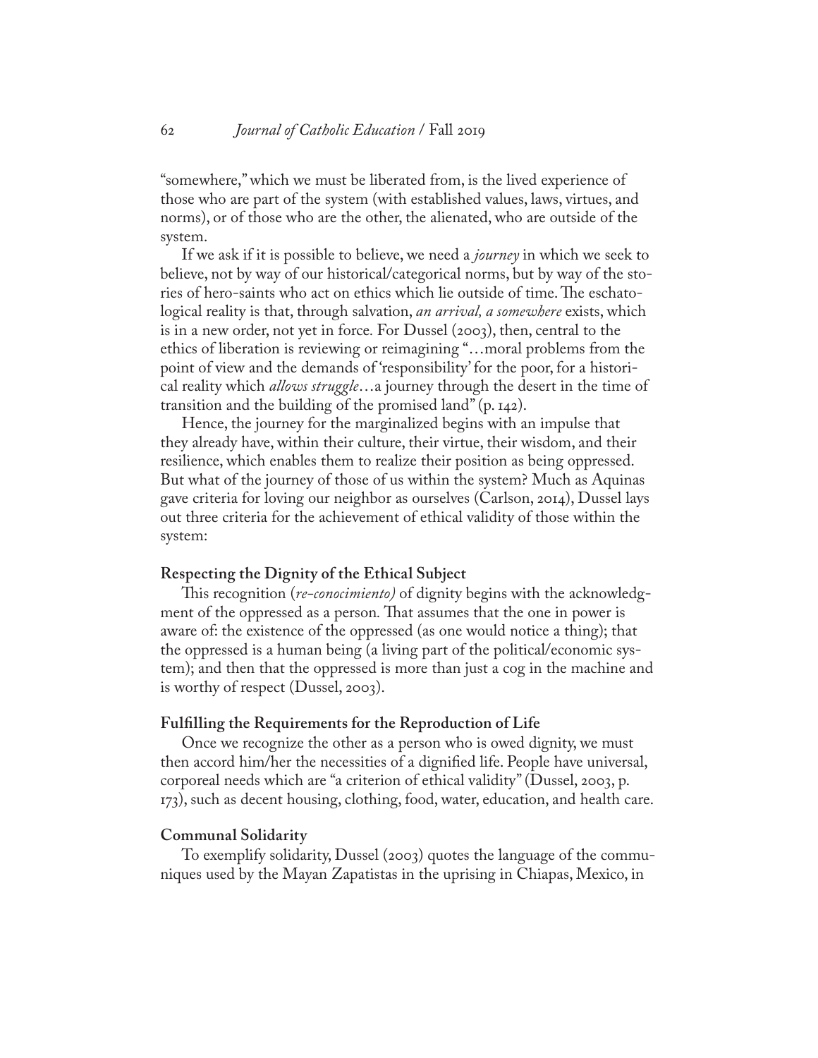"somewhere," which we must be liberated from, is the lived experience of those who are part of the system (with established values, laws, virtues, and norms), or of those who are the other, the alienated, who are outside of the system.

If we ask if it is possible to believe, we need a *journey* in which we seek to believe, not by way of our historical/categorical norms, but by way of the stories of hero-saints who act on ethics which lie outside of time. The eschatological reality is that, through salvation, *an arrival, a somewhere* exists, which is in a new order, not yet in force. For Dussel (2003), then, central to the ethics of liberation is reviewing or reimagining "…moral problems from the point of view and the demands of 'responsibility' for the poor, for a historical reality which *allows struggle*…a journey through the desert in the time of transition and the building of the promised land" (p. 142).

Hence, the journey for the marginalized begins with an impulse that they already have, within their culture, their virtue, their wisdom, and their resilience, which enables them to realize their position as being oppressed. But what of the journey of those of us within the system? Much as Aquinas gave criteria for loving our neighbor as ourselves (Carlson, 2014), Dussel lays out three criteria for the achievement of ethical validity of those within the system:

### Respecting the Dignity of the Ethical Subject

This recognition (*re-conocimiento)* of dignity begins with the acknowledgment of the oppressed as a person. That assumes that the one in power is aware of: the existence of the oppressed (as one would notice a thing); that the oppressed is a human being (a living part of the political/economic system); and then that the oppressed is more than just a cog in the machine and is worthy of respect (Dussel, 2003).

### Fulfilling the Requirements for the Reproduction of Life

Once we recognize the other as a person who is owed dignity, we must then accord him/her the necessities of a dignified life. People have universal, corporeal needs which are "a criterion of ethical validity" (Dussel, 2003, p. 173), such as decent housing, clothing, food, water, education, and health care.

### Communal Solidarity

To exemplify solidarity, Dussel (2003) quotes the language of the communiques used by the Mayan Zapatistas in the uprising in Chiapas, Mexico, in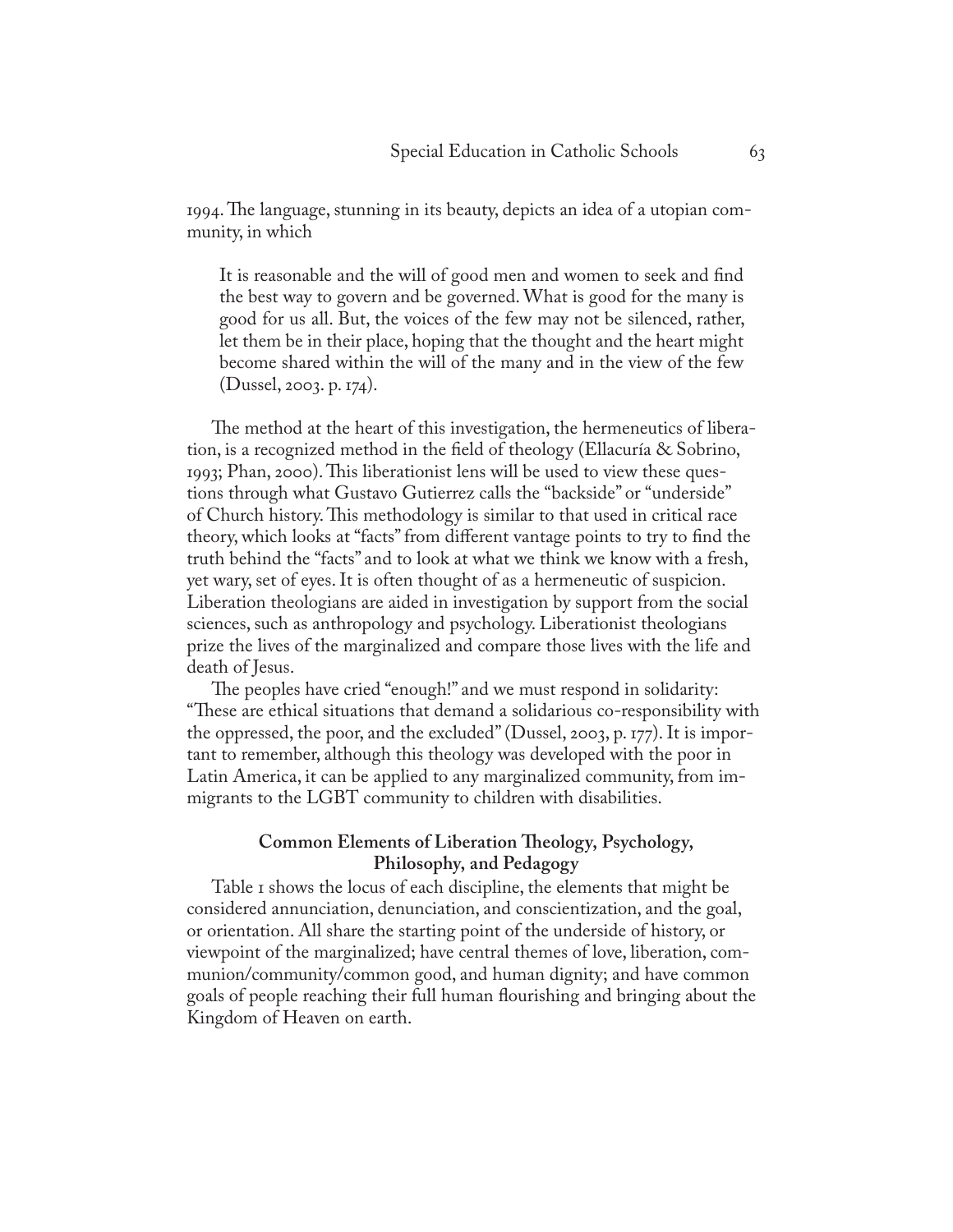1994. The language, stunning in its beauty, depicts an idea of a utopian community, in which

> It is reasonable and the will of good men and women to seek and find the best way to govern and be governed. What is good for the many is good for us all. But, the voices of the few may not be silenced, rather, let them be in their place, hoping that the thought and the heart might become shared within the will of the many and in the view of the few (Dussel, 2003. p. 174).

The method at the heart of this investigation, the hermeneutics of liberation, is a recognized method in the field of theology (Ellacuría & Sobrino, 1993; Phan, 2000). This liberationist lens will be used to view these questions through what Gustavo Gutierrez calls the "backside" or "underside" of Church history. This methodology is similar to that used in critical race theory, which looks at "facts" from different vantage points to try to find the truth behind the "facts" and to look at what we think we know with a fresh, yet wary, set of eyes. It is often thought of as a hermeneutic of suspicion. Liberation theologians are aided in investigation by support from the social sciences, such as anthropology and psychology. Liberationist theologians prize the lives of the marginalized and compare those lives with the life and death of Jesus.

The peoples have cried "enough!" and we must respond in solidarity: "These are ethical situations that demand a solidarious co-responsibility with the oppressed, the poor, and the excluded" (Dussel, 2003, p. 177). It is important to remember, although this theology was developed with the poor in Latin America, it can be applied to any marginalized community, from immigrants to the LGBT community to children with disabilities.

### Common Elements of Liberation Theology, Psychology, Philosophy, and Pedagogy

Table 1 shows the locus of each discipline, the elements that might be considered annunciation, denunciation, and conscientization, and the goal, or orientation. All share the starting point of the underside of history, or viewpoint of the marginalized; have central themes of love, liberation, communion/community/common good, and human dignity; and have common goals of people reaching their full human flourishing and bringing about the Kingdom of Heaven on earth.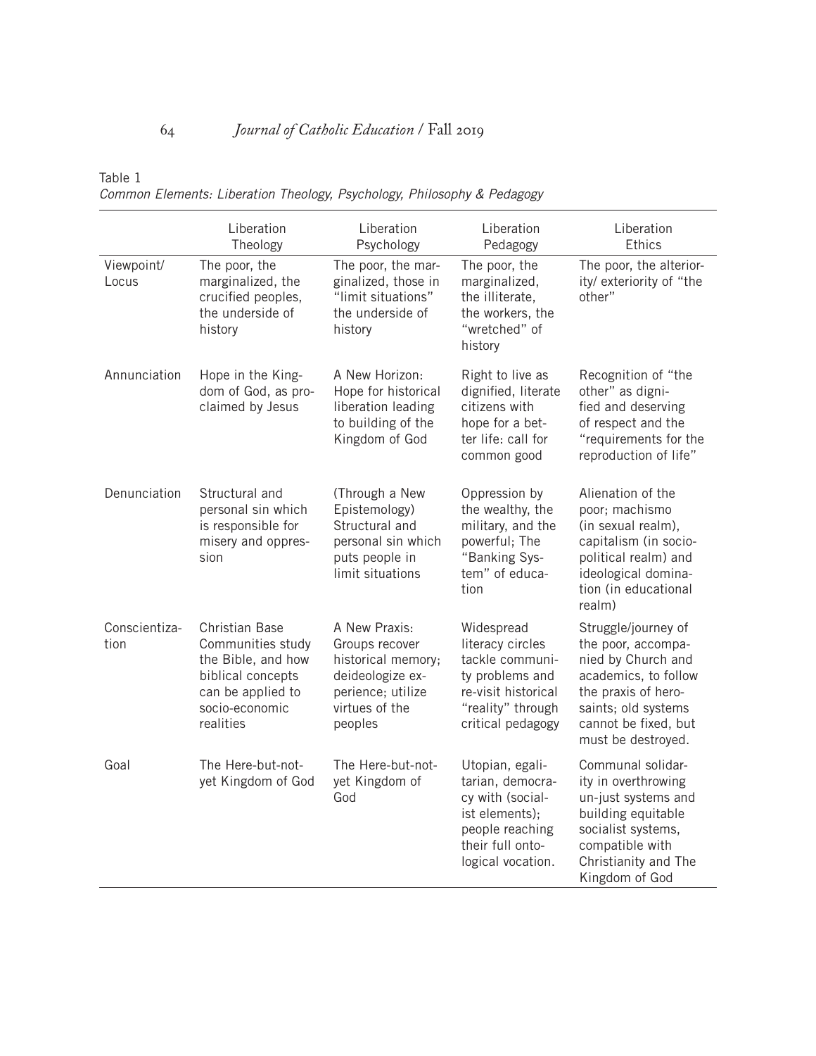Table 1
*Common Elements: Liberation Theology, Psychology, Philosophy & Pedagogy*

| | Liberation Theology | Liberation Psychology | Liberation Pedagogy | Liberation Ethics |
|---|---|---|---|---|
| Viewpoint/ Locus | The poor, the marginalized, the crucified peoples, the underside of history | The poor, the marginalized, those in "limit situations" the underside of history | The poor, the marginalized, the illiterate, the workers, the "wretched" of history | The poor, the alteriority/ exteriority of "the other" |
| Annunciation | Hope in the Kingdom of God, as proclaimed by Jesus | A New Horizon: Hope for historical liberation leading to building of the Kingdom of God | Right to live as dignified, literate citizens with hope for a better life: call for common good | Recognition of "the other" as dignified and deserving of respect and the "requirements for the reproduction of life" |
| Denunciation | Structural and personal sin which is responsible for misery and oppression | (Through a New Epistemology) Structural and personal sin which puts people in limit situations | Oppression by the wealthy, the military, and the powerful; The "Banking System" of education | Alienation of the poor; machismo (in sexual realm), capitalism (in socio-political realm) and ideological domination (in educational realm) |
| Conscientization | Christian Base Communities study the Bible, and how biblical concepts can be applied to socio-economic realities | A New Praxis: Groups recover historical memory; deideologize experience; utilize virtues of the peoples | Widespread literacy circles tackle community problems and re-visit historical "reality" through critical pedagogy | Struggle/journey of the poor, accompanied by Church and academics, to follow the praxis of hero-saints; old systems cannot be fixed, but must be destroyed. |
| Goal | The Here-but-not-yet Kingdom of God | The Here-but-not-yet Kingdom of God | Utopian, egalitarian, democracy with (socialist elements); people reaching their full ontological vocation. | Communal solidarity in overthrowing un-just systems and building equitable socialist systems, compatible with Christianity and The Kingdom of God |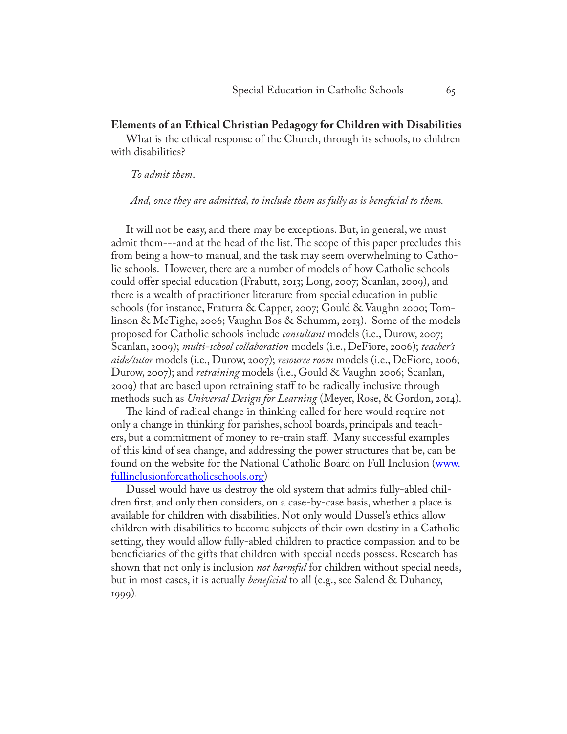**Elements of an Ethical Christian Pedagogy for Children with Disabilities**

What is the ethical response of the Church, through its schools, to children with disabilities?

*To admit them.*

*And, once they are admitted, to include them as fully as is beneficial to them.*

It will not be easy, and there may be exceptions. But, in general, we must admit them---and at the head of the list. The scope of this paper precludes this from being a how-to manual, and the task may seem overwhelming to Catholic schools. However, there are a number of models of how Catholic schools could offer special education (Frabutt, 2013; Long, 2007; Scanlan, 2009), and there is a wealth of practitioner literature from special education in public schools (for instance, Fraturra & Capper, 2007; Gould & Vaughn 2000; Tomlinson & McTighe, 2006; Vaughn Bos & Schumm, 2013). Some of the models proposed for Catholic schools include *consultant* models (i.e., Durow, 2007; Scanlan, 2009); *multi-school collaboration* models (i.e., DeFiore, 2006); *teacher's aide/tutor* models (i.e., Durow, 2007); *resource room* models (i.e., DeFiore, 2006; Durow, 2007); and *retraining* models (i.e., Gould & Vaughn 2006; Scanlan, 2009) that are based upon retraining staff to be radically inclusive through methods such as *Universal Design for Learning* (Meyer, Rose, & Gordon, 2014).

The kind of radical change in thinking called for here would require not only a change in thinking for parishes, school boards, principals and teachers, but a commitment of money to re-train staff. Many successful examples of this kind of sea change, and addressing the power structures that be, can be found on the website for the National Catholic Board on Full Inclusion ([www.fullinclusionforcatholicschools.org](www.fullinclusionforcatholicschools.org))

Dussel would have us destroy the old system that admits fully-abled children first, and only then considers, on a case-by-case basis, whether a place is available for children with disabilities. Not only would Dussel's ethics allow children with disabilities to become subjects of their own destiny in a Catholic setting, they would allow fully-abled children to practice compassion and to be beneficiaries of the gifts that children with special needs possess. Research has shown that not only is inclusion *not harmful* for children without special needs, but in most cases, it is actually *beneficial* to all (e.g., see Salend & Duhaney, 1999).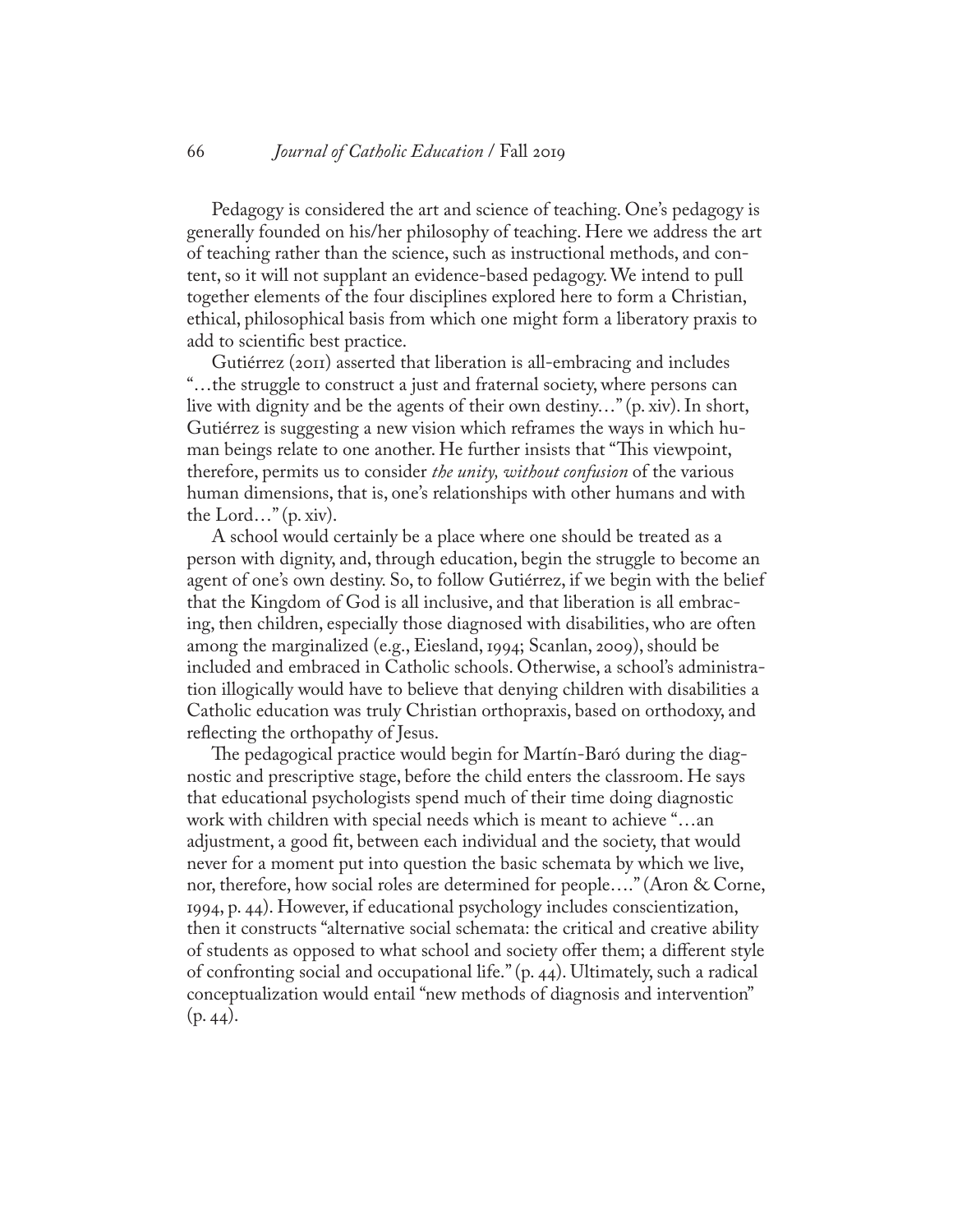Pedagogy is considered the art and science of teaching. One's pedagogy is generally founded on his/her philosophy of teaching. Here we address the art of teaching rather than the science, such as instructional methods, and content, so it will not supplant an evidence-based pedagogy. We intend to pull together elements of the four disciplines explored here to form a Christian, ethical, philosophical basis from which one might form a liberatory praxis to add to scientific best practice.

Gutiérrez (2011) asserted that liberation is all-embracing and includes "…the struggle to construct a just and fraternal society, where persons can live with dignity and be the agents of their own destiny…" (p. xiv). In short, Gutiérrez is suggesting a new vision which reframes the ways in which human beings relate to one another. He further insists that "This viewpoint, therefore, permits us to consider *the unity, without confusion* of the various human dimensions, that is, one's relationships with other humans and with the Lord…" (p. xiv).

A school would certainly be a place where one should be treated as a person with dignity, and, through education, begin the struggle to become an agent of one's own destiny. So, to follow Gutiérrez, if we begin with the belief that the Kingdom of God is all inclusive, and that liberation is all embracing, then children, especially those diagnosed with disabilities, who are often among the marginalized (e.g., Eiesland, 1994; Scanlan, 2009), should be included and embraced in Catholic schools. Otherwise, a school's administration illogically would have to believe that denying children with disabilities a Catholic education was truly Christian orthopraxis, based on orthodoxy, and reflecting the orthopathy of Jesus.

The pedagogical practice would begin for Martín-Baró during the diagnostic and prescriptive stage, before the child enters the classroom. He says that educational psychologists spend much of their time doing diagnostic work with children with special needs which is meant to achieve "…an adjustment, a good fit, between each individual and the society, that would never for a moment put into question the basic schemata by which we live, nor, therefore, how social roles are determined for people…." (Aron & Corne, 1994, p. 44). However, if educational psychology includes conscientization, then it constructs "alternative social schemata: the critical and creative ability of students as opposed to what school and society offer them; a different style of confronting social and occupational life." (p. 44). Ultimately, such a radical conceptualization would entail "new methods of diagnosis and intervention" (p. 44).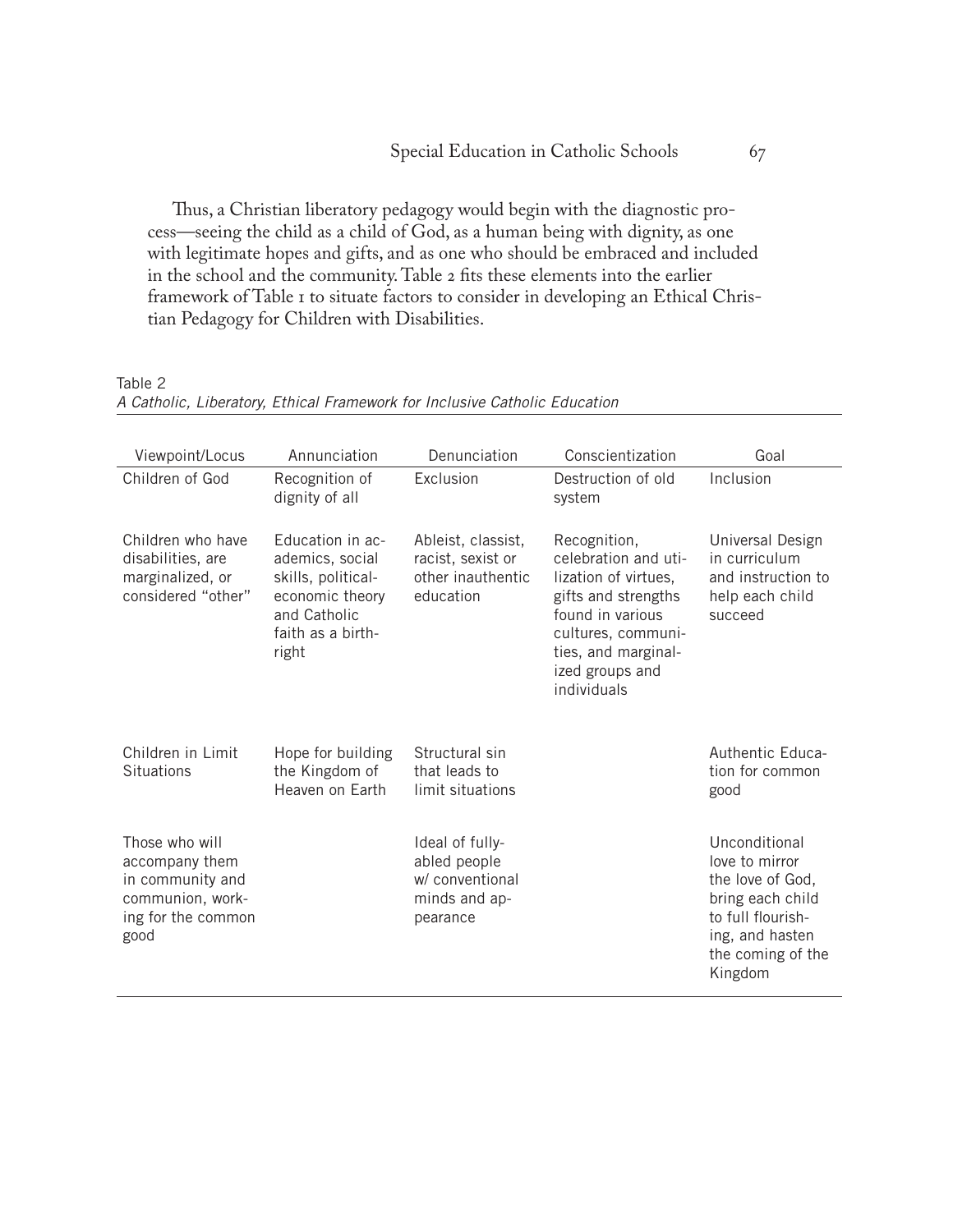Thus, a Christian liberatory pedagogy would begin with the diagnostic process—seeing the child as a child of God, as a human being with dignity, as one with legitimate hopes and gifts, and as one who should be embraced and included in the school and the community. Table 2 fits these elements into the earlier framework of Table 1 to situate factors to consider in developing an Ethical Christian Pedagogy for Children with Disabilities.

Table 2
*A Catholic, Liberatory, Ethical Framework for Inclusive Catholic Education*

| Viewpoint/Locus | Annunciation | Denunciation | Conscientization | Goal |
|---|---|---|---|---|
| Children of God | Recognition of dignity of all | Exclusion | Destruction of old system | Inclusion |
| Children who have disabilities, are marginalized, or considered "other" | Education in academics, social skills, political-economic theory and Catholic faith as a birthright | Ableist, classist, racist, sexist or other inauthentic education | Recognition, celebration and utilization of virtues, gifts and strengths found in various cultures, communities, and marginalized groups and individuals | Universal Design in curriculum and instruction to help each child succeed |
| Children in Limit Situations | Hope for building the Kingdom of Heaven on Earth | Structural sin that leads to limit situations | | Authentic Education for common good |
| Those who will accompany them in community and communion, working for the common good | | Ideal of fully-abled people w/ conventional minds and appearance | | Unconditional love to mirror the love of God, bring each child to full flourishing, and hasten the coming of the Kingdom |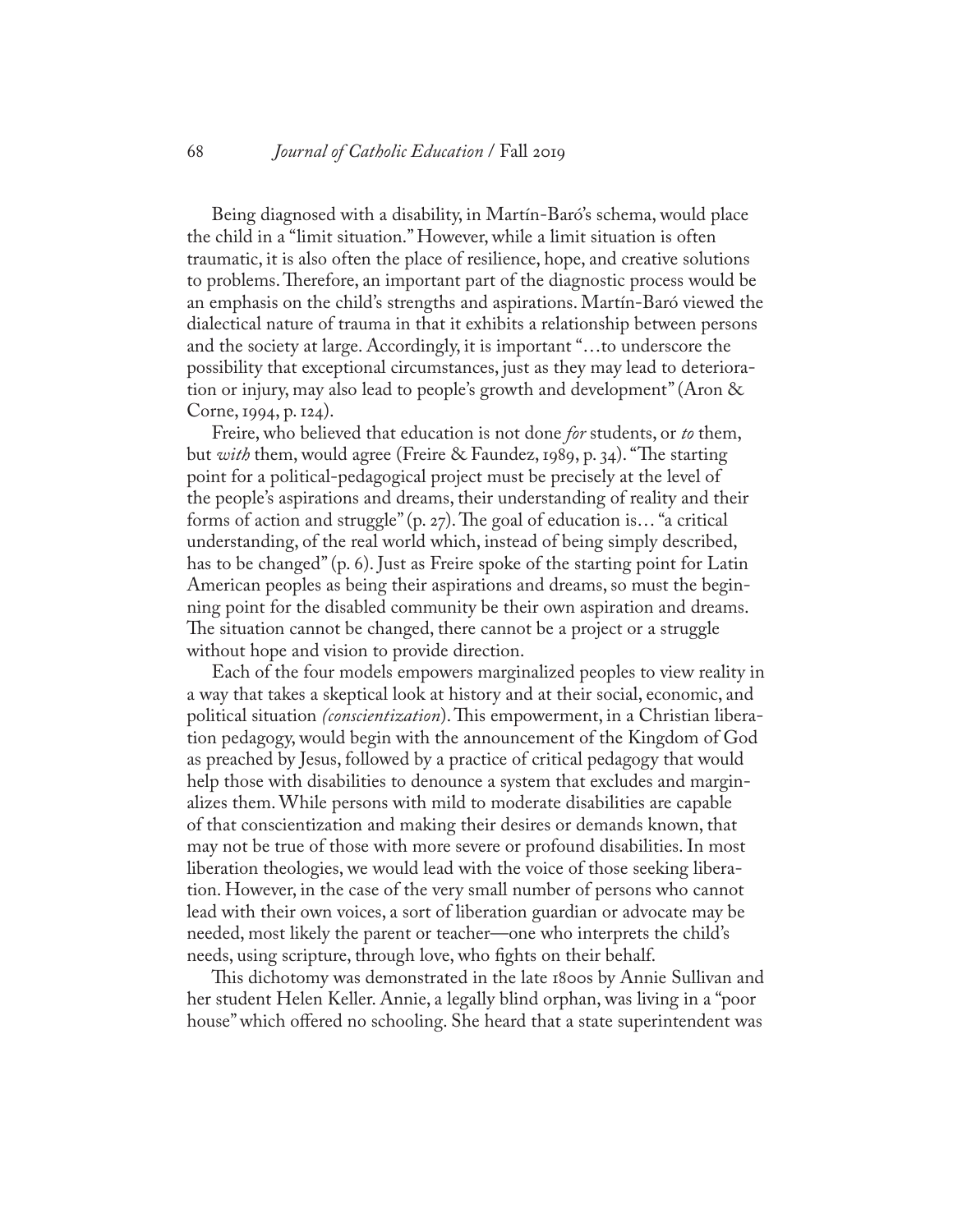Being diagnosed with a disability, in Martín-Baró's schema, would place the child in a "limit situation." However, while a limit situation is often traumatic, it is also often the place of resilience, hope, and creative solutions to problems. Therefore, an important part of the diagnostic process would be an emphasis on the child's strengths and aspirations. Martín-Baró viewed the dialectical nature of trauma in that it exhibits a relationship between persons and the society at large. Accordingly, it is important "…to underscore the possibility that exceptional circumstances, just as they may lead to deterioration or injury, may also lead to people's growth and development" (Aron & Corne, 1994, p. 124).

Freire, who believed that education is not done *for* students, or *to* them, but *with* them, would agree (Freire & Faundez, 1989, p. 34). "The starting point for a political-pedagogical project must be precisely at the level of the people's aspirations and dreams, their understanding of reality and their forms of action and struggle" (p. 27). The goal of education is… "a critical understanding, of the real world which, instead of being simply described, has to be changed" (p. 6). Just as Freire spoke of the starting point for Latin American peoples as being their aspirations and dreams, so must the beginning point for the disabled community be their own aspiration and dreams. The situation cannot be changed, there cannot be a project or a struggle without hope and vision to provide direction.

Each of the four models empowers marginalized peoples to view reality in a way that takes a skeptical look at history and at their social, economic, and political situation *(conscientization)*. This empowerment, in a Christian liberation pedagogy, would begin with the announcement of the Kingdom of God as preached by Jesus, followed by a practice of critical pedagogy that would help those with disabilities to denounce a system that excludes and marginalizes them. While persons with mild to moderate disabilities are capable of that conscientization and making their desires or demands known, that may not be true of those with more severe or profound disabilities. In most liberation theologies, we would lead with the voice of those seeking liberation. However, in the case of the very small number of persons who cannot lead with their own voices, a sort of liberation guardian or advocate may be needed, most likely the parent or teacher—one who interprets the child's needs, using scripture, through love, who fights on their behalf.

This dichotomy was demonstrated in the late 1800s by Annie Sullivan and her student Helen Keller. Annie, a legally blind orphan, was living in a "poor house" which offered no schooling. She heard that a state superintendent was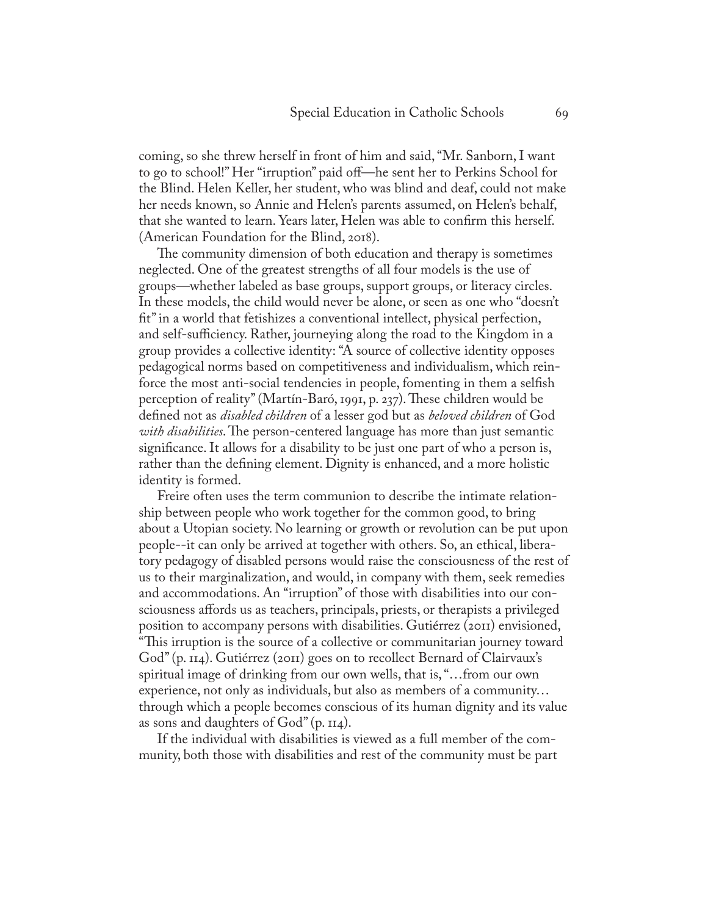coming, so she threw herself in front of him and said, "Mr. Sanborn, I want to go to school!" Her "irruption" paid off—he sent her to Perkins School for the Blind. Helen Keller, her student, who was blind and deaf, could not make her needs known, so Annie and Helen's parents assumed, on Helen's behalf, that she wanted to learn. Years later, Helen was able to confirm this herself. (American Foundation for the Blind, 2018).

The community dimension of both education and therapy is sometimes neglected. One of the greatest strengths of all four models is the use of groups—whether labeled as base groups, support groups, or literacy circles. In these models, the child would never be alone, or seen as one who "doesn't fit" in a world that fetishizes a conventional intellect, physical perfection, and self-sufficiency. Rather, journeying along the road to the Kingdom in a group provides a collective identity: "A source of collective identity opposes pedagogical norms based on competitiveness and individualism, which reinforce the most anti-social tendencies in people, fomenting in them a selfish perception of reality" (Martín-Baró, 1991, p. 237). These children would be defined not as *disabled children* of a lesser god but as *beloved children* of God *with disabilities*. The person-centered language has more than just semantic significance. It allows for a disability to be just one part of who a person is, rather than the defining element. Dignity is enhanced, and a more holistic identity is formed.

Freire often uses the term communion to describe the intimate relationship between people who work together for the common good, to bring about a Utopian society. No learning or growth or revolution can be put upon people--it can only be arrived at together with others. So, an ethical, liberatory pedagogy of disabled persons would raise the consciousness of the rest of us to their marginalization, and would, in company with them, seek remedies and accommodations. An "irruption" of those with disabilities into our consciousness affords us as teachers, principals, priests, or therapists a privileged position to accompany persons with disabilities. Gutiérrez (2011) envisioned, "This irruption is the source of a collective or communitarian journey toward God" (p. 114). Gutiérrez (2011) goes on to recollect Bernard of Clairvaux's spiritual image of drinking from our own wells, that is, "…from our own experience, not only as individuals, but also as members of a community… through which a people becomes conscious of its human dignity and its value as sons and daughters of God" (p. 114).

If the individual with disabilities is viewed as a full member of the community, both those with disabilities and rest of the community must be part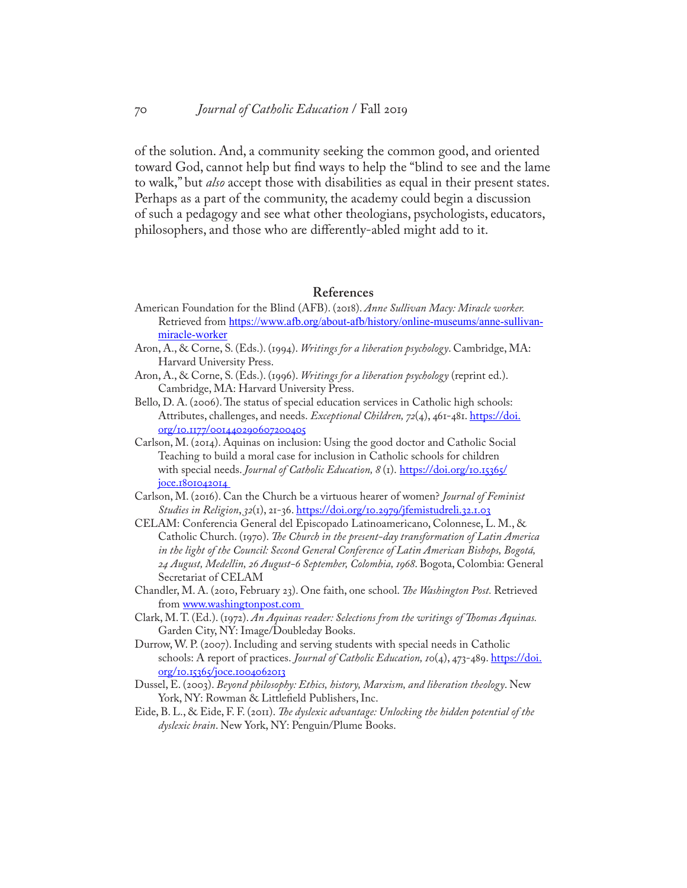of the solution. And, a community seeking the common good, and oriented toward God, cannot help but find ways to help the "blind to see and the lame to walk," but *also* accept those with disabilities as equal in their present states. Perhaps as a part of the community, the academy could begin a discussion of such a pedagogy and see what other theologians, psychologists, educators, philosophers, and those who are differently-abled might add to it.

## References

American Foundation for the Blind (AFB). (2018). *Anne Sullivan Macy: Miracle worker.* Retrieved from https://www.afb.org/about-afb/history/online-museums/anne-sullivan-miracle-worker

Aron, A., & Corne, S. (Eds.). (1994). *Writings for a liberation psychology*. Cambridge, MA: Harvard University Press.

Aron, A., & Corne, S. (Eds.). (1996). *Writings for a liberation psychology* (reprint ed.). Cambridge, MA: Harvard University Press.

Bello, D. A. (2006). The status of special education services in Catholic high schools: Attributes, challenges, and needs. *Exceptional Children, 72*(4), 461-481. https://doi.org/10.1177/001440290607200405

Carlson, M. (2014). Aquinas on inclusion: Using the good doctor and Catholic Social Teaching to build a moral case for inclusion in Catholic schools for children with special needs. *Journal of Catholic Education, 8* (1). https://doi.org/10.15365/joce.1801042014

Carlson, M. (2016). Can the Church be a virtuous hearer of women? *Journal of Feminist Studies in Religion*, *32*(1), 21-36. https://doi.org/10.2979/jfemistudreli.32.1.03

CELAM: Conferencia General del Episcopado Latinoamericano, Colonnese, L. M., & Catholic Church. (1970). *The Church in the present-day transformation of Latin America in the light of the Council: Second General Conference of Latin American Bishops, Bogotá, 24 August, Medellin, 26 August-6 September, Colombia, 1968*. Bogota, Colombia: General Secretariat of CELAM

Chandler, M. A. (2010, February 23). One faith, one school. *The Washington Post.* Retrieved from www.washingtonpost.com

Clark, M. T. (Ed.). (1972). *An Aquinas reader: Selections from the writings of Thomas Aquinas.* Garden City, NY: Image/Doubleday Books.

Durrow, W. P. (2007). Including and serving students with special needs in Catholic schools: A report of practices. *Journal of Catholic Education, 10*(4), 473-489. https://doi.org/10.15365/joce.1004062013

Dussel, E. (2003). *Beyond philosophy: Ethics, history, Marxism, and liberation theology*. New York, NY: Rowman & Littlefield Publishers, Inc.

Eide, B. L., & Eide, F. F. (2011). *The dyslexic advantage: Unlocking the hidden potential of the dyslexic brain*. New York, NY: Penguin/Plume Books.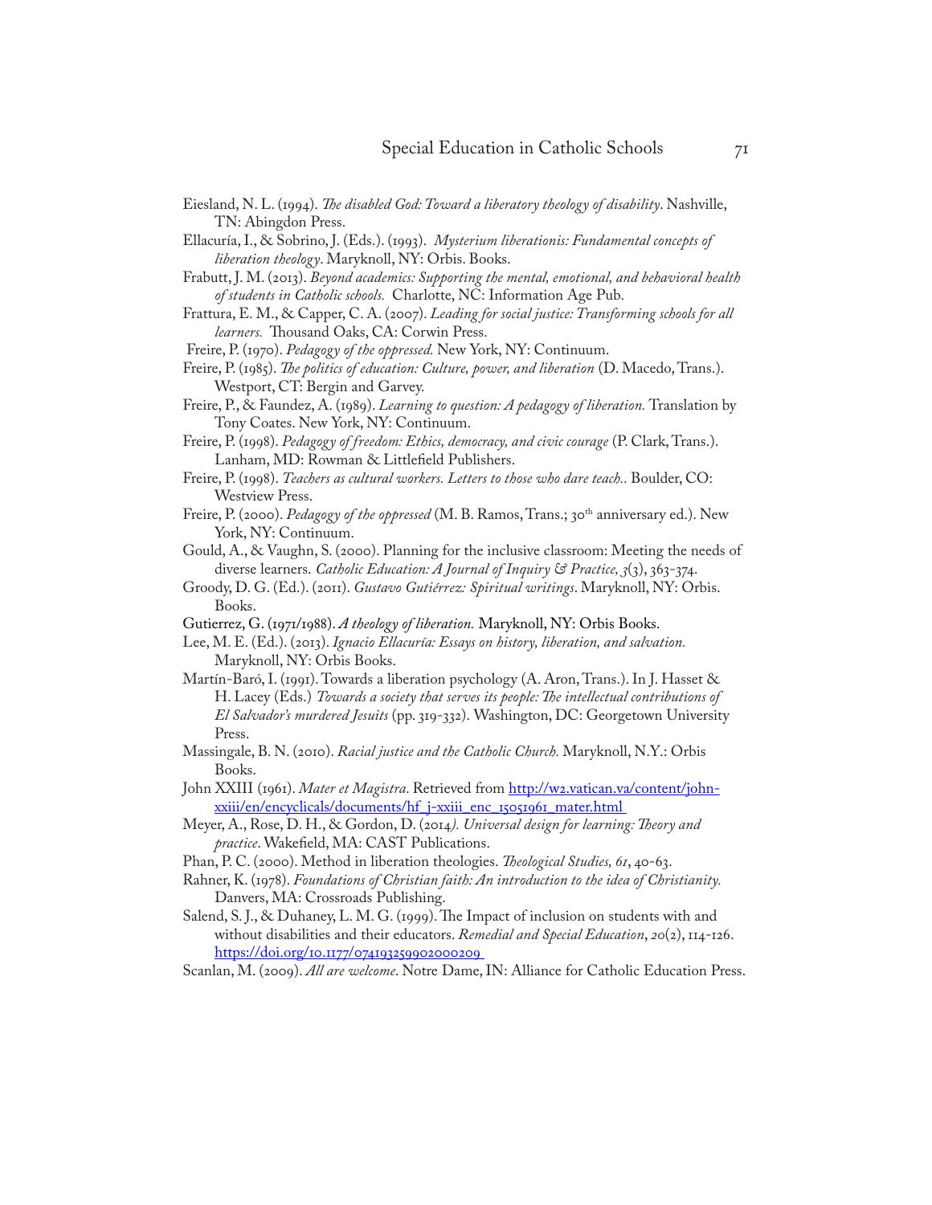Eiesland, N. L. (1994). *The disabled God: Toward a liberatory theology of disability*. Nashville, TN: Abingdon Press.

Ellacuría, I., & Sobrino, J. (Eds.). (1993). *Mysterium liberationis: Fundamental concepts of liberation theology*. Maryknoll, NY: Orbis. Books.

Frabutt, J. M. (2013). *Beyond academics: Supporting the mental, emotional, and behavioral health of students in Catholic schools.* Charlotte, NC: Information Age Pub.

Frattura, E. M., & Capper, C. A. (2007). *Leading for social justice: Transforming schools for all learners.* Thousand Oaks, CA: Corwin Press.

Freire, P. (1970). *Pedagogy of the oppressed.* New York, NY: Continuum.

Freire, P. (1985). *The politics of education: Culture, power, and liberation* (D. Macedo, Trans.). Westport, CT: Bergin and Garvey.

Freire, P., & Faundez, A. (1989). *Learning to question: A pedagogy of liberation.* Translation by Tony Coates. New York, NY: Continuum.

Freire, P. (1998). *Pedagogy of freedom: Ethics, democracy, and civic courage* (P. Clark, Trans.). Lanham, MD: Rowman & Littlefield Publishers.

Freire, P. (1998). *Teachers as cultural workers. Letters to those who dare teach..* Boulder, CO: Westview Press.

Freire, P. (2000). *Pedagogy of the oppressed* (M. B. Ramos, Trans.; 30th anniversary ed.). New York, NY: Continuum.

Gould, A., & Vaughn, S. (2000). Planning for the inclusive classroom: Meeting the needs of diverse learners. *Catholic Education: A Journal of Inquiry & Practice, 3*(3), 363-374.

Groody, D. G. (Ed.). (2011). *Gustavo Gutiérrez: Spiritual writings*. Maryknoll, NY: Orbis. Books.

Gutierrez, G. (1971/1988). *A theology of liberation.* Maryknoll, NY: Orbis Books.

Lee, M. E. (Ed.). (2013). *Ignacio Ellacuría: Essays on history, liberation, and salvation.* Maryknoll, NY: Orbis Books.

Martín-Baró, I. (1991). Towards a liberation psychology (A. Aron, Trans.). In J. Hasset & H. Lacey (Eds.) *Towards a society that serves its people: The intellectual contributions of El Salvador's murdered Jesuits* (pp. 319-332). Washington, DC: Georgetown University Press.

Massingale, B. N. (2010). *Racial justice and the Catholic Church.* Maryknoll, N.Y.: Orbis Books.

John XXIII (1961). *Mater et Magistra*. Retrieved from http://w2.vatican.va/content/john-xxiii/en/encyclicals/documents/hf_j-xxiii_enc_15051961_mater.html

Meyer, A., Rose, D. H., & Gordon, D. (2014). *Universal design for learning: Theory and practice*. Wakefield, MA: CAST Publications.

Phan, P. C. (2000). Method in liberation theologies. *Theological Studies, 61*, 40-63.

Rahner, K. (1978). *Foundations of Christian faith: An introduction to the idea of Christianity.* Danvers, MA: Crossroads Publishing.

Salend, S. J., & Duhaney, L. M. G. (1999). The Impact of inclusion on students with and without disabilities and their educators. *Remedial and Special Education*, *20*(2), 114-126. https://doi.org/10.1177/074193259902000209

Scanlan, M. (2009). *All are welcome*. Notre Dame, IN: Alliance for Catholic Education Press.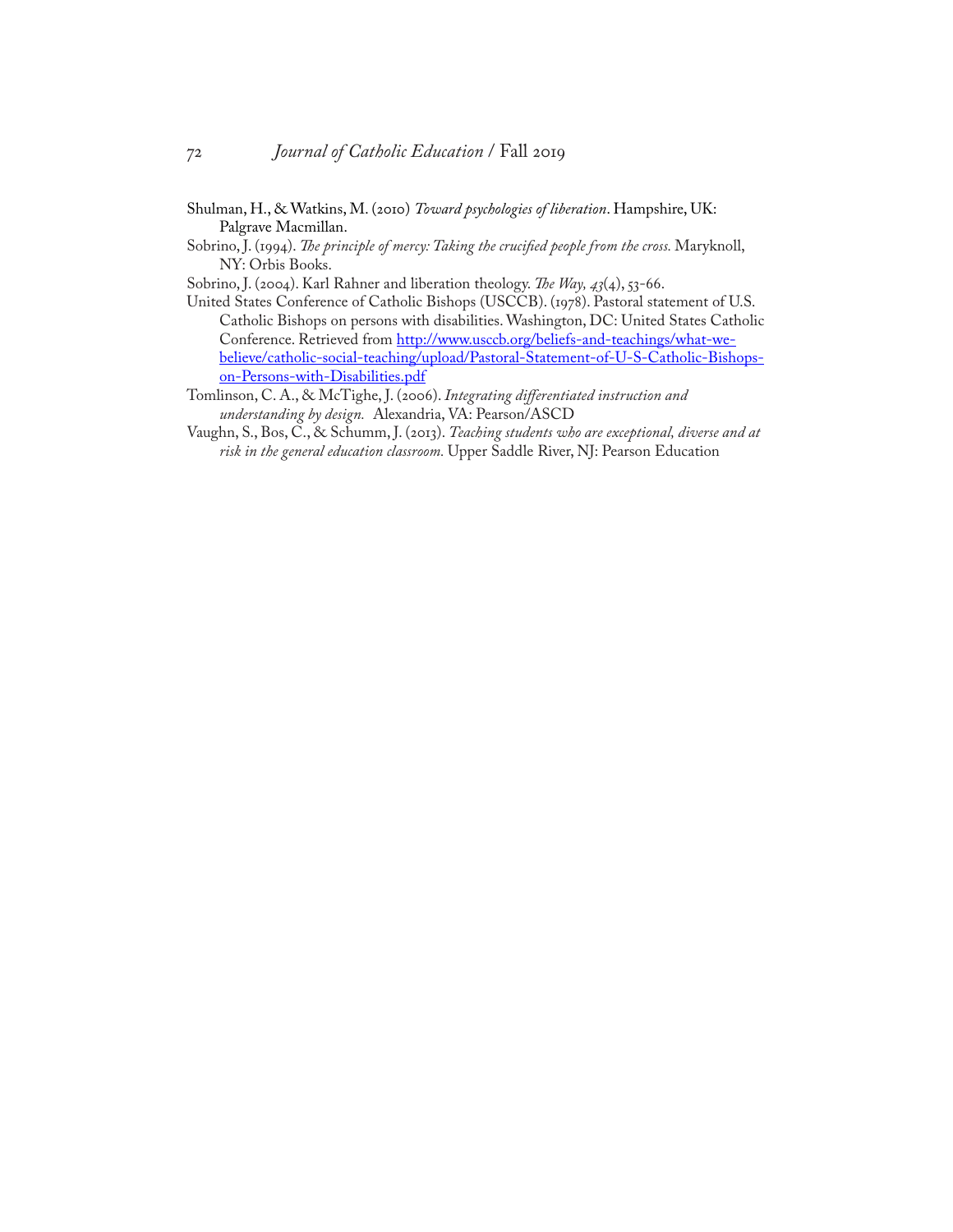Shulman, H., & Watkins, M. (2010) *Toward psychologies of liberation*. Hampshire, UK: Palgrave Macmillan.

Sobrino, J. (1994). *The principle of mercy: Taking the crucified people from the cross.* Maryknoll, NY: Orbis Books.

Sobrino, J. (2004). Karl Rahner and liberation theology. *The Way, 43*(4), 53-66.

United States Conference of Catholic Bishops (USCCB). (1978). Pastoral statement of U.S. Catholic Bishops on persons with disabilities. Washington, DC: United States Catholic Conference. Retrieved from http://www.usccb.org/beliefs-and-teachings/what-we-believe/catholic-social-teaching/upload/Pastoral-Statement-of-U-S-Catholic-Bishops-on-Persons-with-Disabilities.pdf

Tomlinson, C. A., & McTighe, J. (2006). *Integrating differentiated instruction and understanding by design.* Alexandria, VA: Pearson/ASCD

Vaughn, S., Bos, C., & Schumm, J. (2013). *Teaching students who are exceptional, diverse and at risk in the general education classroom.* Upper Saddle River, NJ: Pearson Education